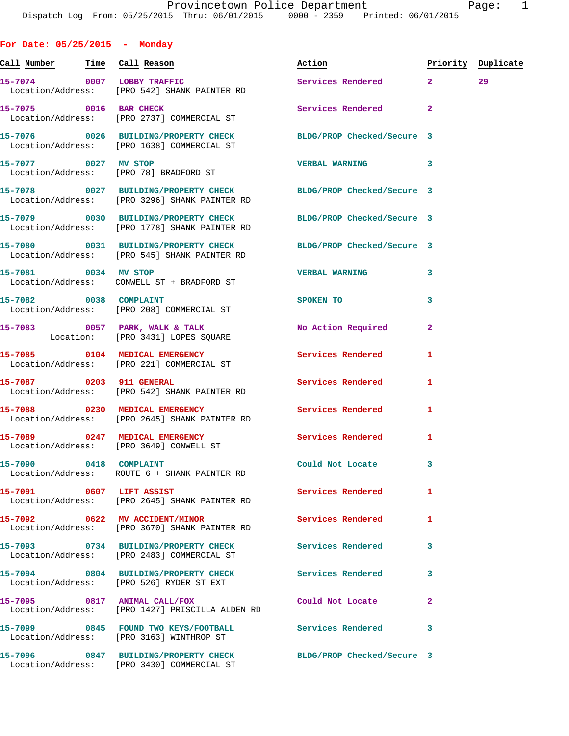Provincetown Police Department
Dispatch Log From: 05/25/2015 Thru: 06/01/2015 0000 - 2359 Printed: 06/01/2015

## For Date: 05/25/2015 - Monday

| Call Number | Time | Call Reason | Action | Priority | Duplicate |
|---|---|---|---|---|---|
| 15-7074 | 0007 | LOBBY TRAFFIC | Services Rendered | 2 | 29 |
| Location/Address: | | [PRO 542] SHANK PAINTER RD | | | |
| 15-7075 | 0016 | BAR CHECK | Services Rendered | 2 | |
| Location/Address: | | [PRO 2737] COMMERCIAL ST | | | |
| 15-7076 | 0026 | BUILDING/PROPERTY CHECK | BLDG/PROP Checked/Secure | 3 | |
| Location/Address: | | [PRO 1638] COMMERCIAL ST | | | |
| 15-7077 | 0027 | MV STOP | VERBAL WARNING | 3 | |
| Location/Address: | | [PRO 78] BRADFORD ST | | | |
| 15-7078 | 0027 | BUILDING/PROPERTY CHECK | BLDG/PROP Checked/Secure | 3 | |
| Location/Address: | | [PRO 3296] SHANK PAINTER RD | | | |
| 15-7079 | 0030 | BUILDING/PROPERTY CHECK | BLDG/PROP Checked/Secure | 3 | |
| Location/Address: | | [PRO 1778] SHANK PAINTER RD | | | |
| 15-7080 | 0031 | BUILDING/PROPERTY CHECK | BLDG/PROP Checked/Secure | 3 | |
| Location/Address: | | [PRO 545] SHANK PAINTER RD | | | |
| 15-7081 | 0034 | MV STOP | VERBAL WARNING | 3 | |
| Location/Address: | | CONWELL ST + BRADFORD ST | | | |
| 15-7082 | 0038 | COMPLAINT | SPOKEN TO | 3 | |
| Location/Address: | | [PRO 208] COMMERCIAL ST | | | |
| 15-7083 | 0057 | PARK, WALK & TALK | No Action Required | 2 | |
| Location: | | [PRO 3431] LOPES SQUARE | | | |
| 15-7085 | 0104 | MEDICAL EMERGENCY | Services Rendered | 1 | |
| Location/Address: | | [PRO 221] COMMERCIAL ST | | | |
| 15-7087 | 0203 | 911 GENERAL | Services Rendered | 1 | |
| Location/Address: | | [PRO 542] SHANK PAINTER RD | | | |
| 15-7088 | 0230 | MEDICAL EMERGENCY | Services Rendered | 1 | |
| Location/Address: | | [PRO 2645] SHANK PAINTER RD | | | |
| 15-7089 | 0247 | MEDICAL EMERGENCY | Services Rendered | 1 | |
| Location/Address: | | [PRO 3649] CONWELL ST | | | |
| 15-7090 | 0418 | COMPLAINT | Could Not Locate | 3 | |
| Location/Address: | | ROUTE 6 + SHANK PAINTER RD | | | |
| 15-7091 | 0607 | LIFT ASSIST | Services Rendered | 1 | |
| Location/Address: | | [PRO 2645] SHANK PAINTER RD | | | |
| 15-7092 | 0622 | MV ACCIDENT/MINOR | Services Rendered | 1 | |
| Location/Address: | | [PRO 3670] SHANK PAINTER RD | | | |
| 15-7093 | 0734 | BUILDING/PROPERTY CHECK | Services Rendered | 3 | |
| Location/Address: | | [PRO 2483] COMMERCIAL ST | | | |
| 15-7094 | 0804 | BUILDING/PROPERTY CHECK | Services Rendered | 3 | |
| Location/Address: | | [PRO 526] RYDER ST EXT | | | |
| 15-7095 | 0817 | ANIMAL CALL/FOX | Could Not Locate | 2 | |
| Location/Address: | | [PRO 1427] PRISCILLA ALDEN RD | | | |
| 15-7099 | 0845 | FOUND TWO KEYS/FOOTBALL | Services Rendered | 3 | |
| Location/Address: | | [PRO 3163] WINTHROP ST | | | |
| 15-7096 | 0847 | BUILDING/PROPERTY CHECK | BLDG/PROP Checked/Secure | 3 | |
| Location/Address: | | [PRO 3430] COMMERCIAL ST | | | |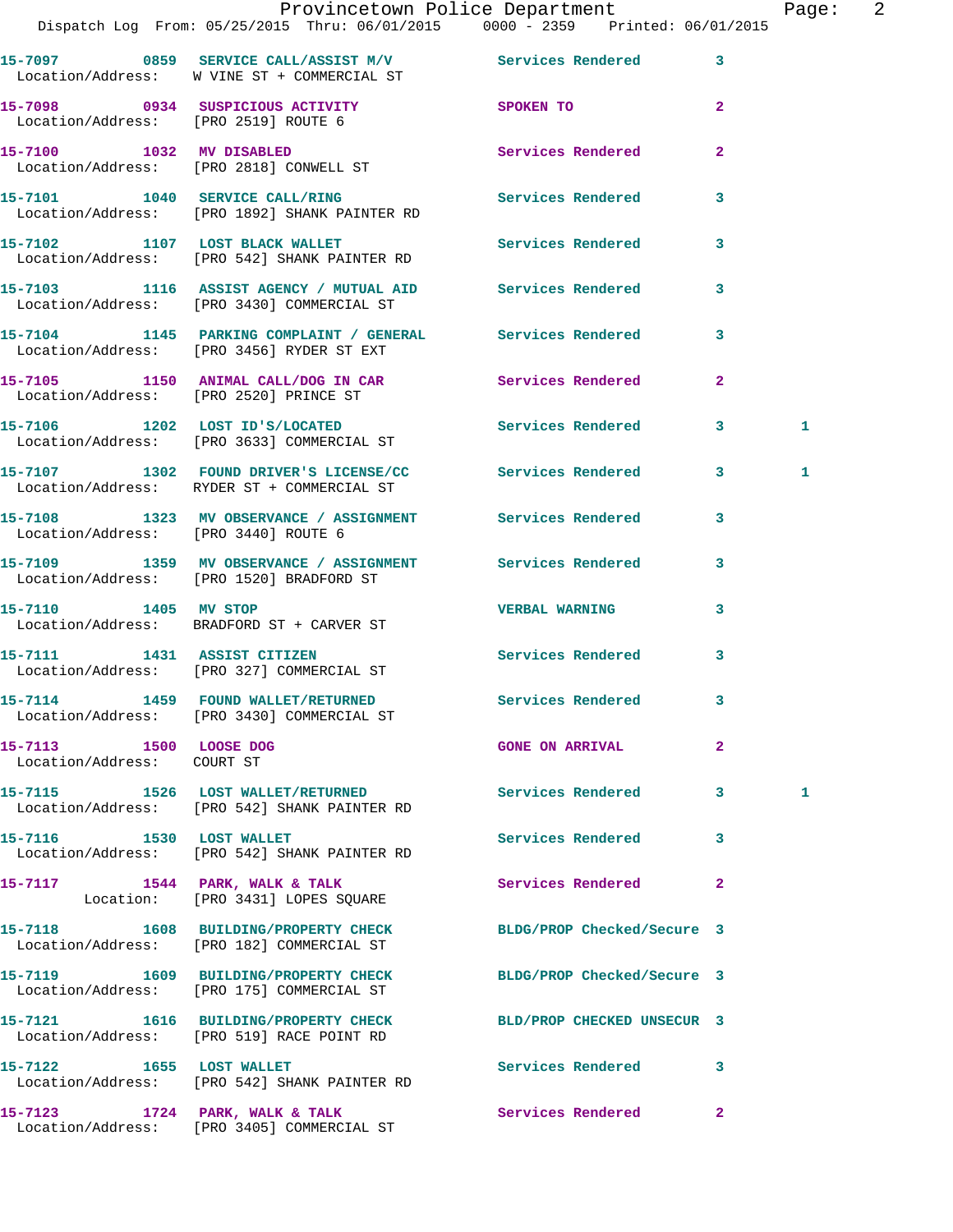15-7097 0859 SERVICE CALL/ASSIST M/V Services Rendered 3
Location/Address: W VINE ST + COMMERCIAL ST

15-7098 0934 SUSPICIOUS ACTIVITY SPOKEN TO 2
Location/Address: [PRO 2519] ROUTE 6

15-7100 1032 MV DISABLED Services Rendered 2
Location/Address: [PRO 2818] CONWELL ST

15-7101 1040 SERVICE CALL/RING Services Rendered 3
Location/Address: [PRO 1892] SHANK PAINTER RD

15-7102 1107 LOST BLACK WALLET Services Rendered 3
Location/Address: [PRO 542] SHANK PAINTER RD

15-7103 1116 ASSIST AGENCY / MUTUAL AID Services Rendered 3
Location/Address: [PRO 3430] COMMERCIAL ST

15-7104 1145 PARKING COMPLAINT / GENERAL Services Rendered 3
Location/Address: [PRO 3456] RYDER ST EXT

15-7105 1150 ANIMAL CALL/DOG IN CAR Services Rendered 2
Location/Address: [PRO 2520] PRINCE ST

15-7106 1202 LOST ID'S/LOCATED Services Rendered 3 1
Location/Address: [PRO 3633] COMMERCIAL ST

15-7107 1302 FOUND DRIVER'S LICENSE/CC Services Rendered 3 1
Location/Address: RYDER ST + COMMERCIAL ST

15-7108 1323 MV OBSERVANCE / ASSIGNMENT Services Rendered 3
Location/Address: [PRO 3440] ROUTE 6

15-7109 1359 MV OBSERVANCE / ASSIGNMENT Services Rendered 3
Location/Address: [PRO 1520] BRADFORD ST

15-7110 1405 MV STOP VERBAL WARNING 3
Location/Address: BRADFORD ST + CARVER ST

15-7111 1431 ASSIST CITIZEN Services Rendered 3
Location/Address: [PRO 327] COMMERCIAL ST

15-7114 1459 FOUND WALLET/RETURNED Services Rendered 3
Location/Address: [PRO 3430] COMMERCIAL ST

15-7113 1500 LOOSE DOG GONE ON ARRIVAL 2
Location/Address: COURT ST

15-7115 1526 LOST WALLET/RETURNED Services Rendered 3 1
Location/Address: [PRO 542] SHANK PAINTER RD

15-7116 1530 LOST WALLET Services Rendered 3
Location/Address: [PRO 542] SHANK PAINTER RD

15-7117 1544 PARK, WALK & TALK Services Rendered 2
Location: [PRO 3431] LOPES SQUARE

15-7118 1608 BUILDING/PROPERTY CHECK BLDG/PROP Checked/Secure 3
Location/Address: [PRO 182] COMMERCIAL ST

15-7119 1609 BUILDING/PROPERTY CHECK BLDG/PROP Checked/Secure 3
Location/Address: [PRO 175] COMMERCIAL ST

15-7121 1616 BUILDING/PROPERTY CHECK BLD/PROP CHECKED UNSECUR 3
Location/Address: [PRO 519] RACE POINT RD

15-7122 1655 LOST WALLET Services Rendered 3
Location/Address: [PRO 542] SHANK PAINTER RD

15-7123 1724 PARK, WALK & TALK Services Rendered 2
Location/Address: [PRO 3405] COMMERCIAL ST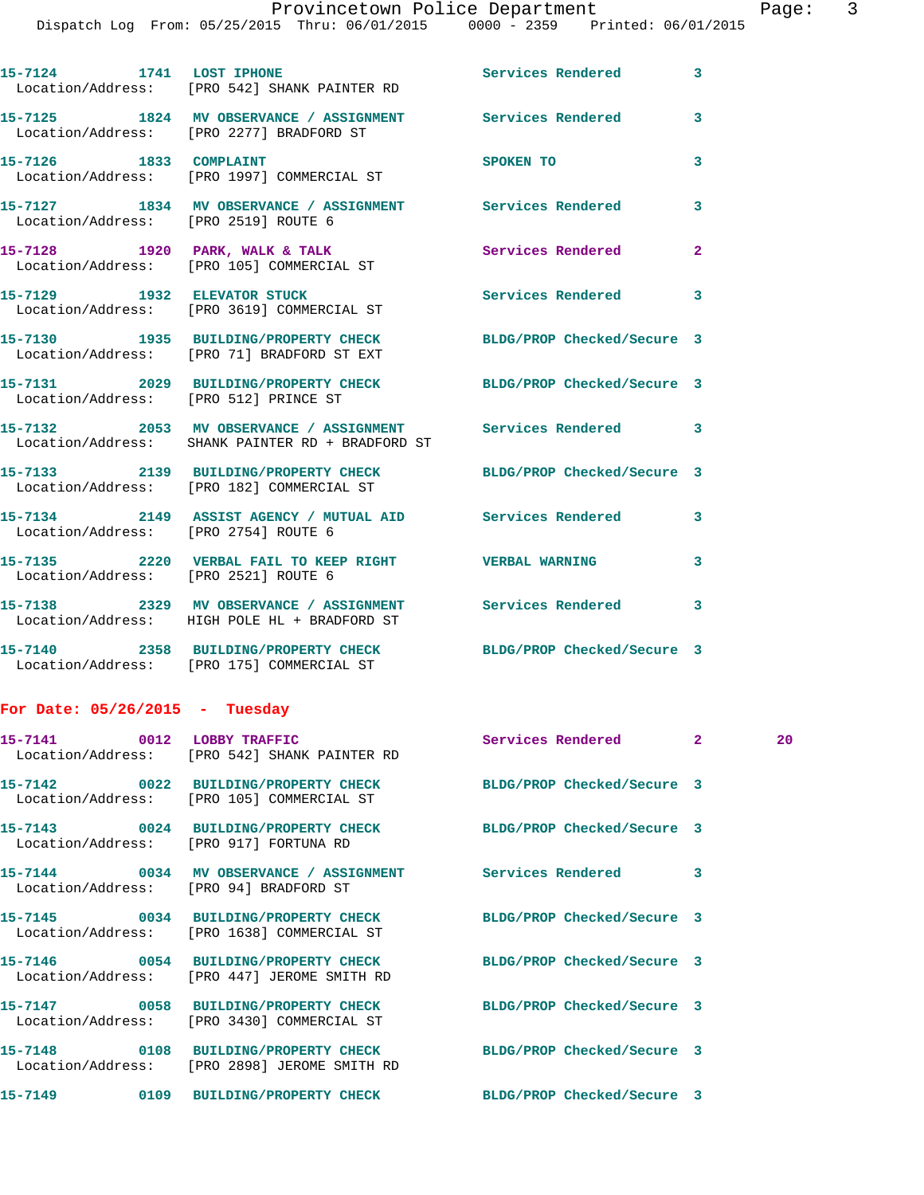15-7124 1741 LOST IPHONE Services Rendered 3
Location/Address: [PRO 542] SHANK PAINTER RD

15-7125 1824 MV OBSERVANCE / ASSIGNMENT Services Rendered 3
Location/Address: [PRO 2277] BRADFORD ST

15-7126 1833 COMPLAINT SPOKEN TO 3
Location/Address: [PRO 1997] COMMERCIAL ST

15-7127 1834 MV OBSERVANCE / ASSIGNMENT Services Rendered 3
Location/Address: [PRO 2519] ROUTE 6

15-7128 1920 PARK, WALK & TALK Services Rendered 2
Location/Address: [PRO 105] COMMERCIAL ST

15-7129 1932 ELEVATOR STUCK Services Rendered 3
Location/Address: [PRO 3619] COMMERCIAL ST

15-7130 1935 BUILDING/PROPERTY CHECK BLDG/PROP Checked/Secure 3
Location/Address: [PRO 71] BRADFORD ST EXT

15-7131 2029 BUILDING/PROPERTY CHECK BLDG/PROP Checked/Secure 3
Location/Address: [PRO 512] PRINCE ST

15-7132 2053 MV OBSERVANCE / ASSIGNMENT Services Rendered 3
Location/Address: SHANK PAINTER RD + BRADFORD ST

15-7133 2139 BUILDING/PROPERTY CHECK BLDG/PROP Checked/Secure 3
Location/Address: [PRO 182] COMMERCIAL ST

15-7134 2149 ASSIST AGENCY / MUTUAL AID Services Rendered 3
Location/Address: [PRO 2754] ROUTE 6

15-7135 2220 VERBAL FAIL TO KEEP RIGHT VERBAL WARNING 3
Location/Address: [PRO 2521] ROUTE 6

15-7138 2329 MV OBSERVANCE / ASSIGNMENT Services Rendered 3
Location/Address: HIGH POLE HL + BRADFORD ST

15-7140 2358 BUILDING/PROPERTY CHECK BLDG/PROP Checked/Secure 3
Location/Address: [PRO 175] COMMERCIAL ST

## For Date: 05/26/2015 - Tuesday

15-7141 0012 LOBBY TRAFFIC Services Rendered 2 20
Location/Address: [PRO 542] SHANK PAINTER RD

15-7142 0022 BUILDING/PROPERTY CHECK BLDG/PROP Checked/Secure 3
Location/Address: [PRO 105] COMMERCIAL ST

15-7143 0024 BUILDING/PROPERTY CHECK BLDG/PROP Checked/Secure 3
Location/Address: [PRO 917] FORTUNA RD

15-7144 0034 MV OBSERVANCE / ASSIGNMENT Services Rendered 3
Location/Address: [PRO 94] BRADFORD ST

15-7145 0034 BUILDING/PROPERTY CHECK BLDG/PROP Checked/Secure 3
Location/Address: [PRO 1638] COMMERCIAL ST

15-7146 0054 BUILDING/PROPERTY CHECK BLDG/PROP Checked/Secure 3
Location/Address: [PRO 447] JEROME SMITH RD

15-7147 0058 BUILDING/PROPERTY CHECK BLDG/PROP Checked/Secure 3
Location/Address: [PRO 3430] COMMERCIAL ST

15-7148 0108 BUILDING/PROPERTY CHECK BLDG/PROP Checked/Secure 3
Location/Address: [PRO 2898] JEROME SMITH RD

15-7149 0109 BUILDING/PROPERTY CHECK BLDG/PROP Checked/Secure 3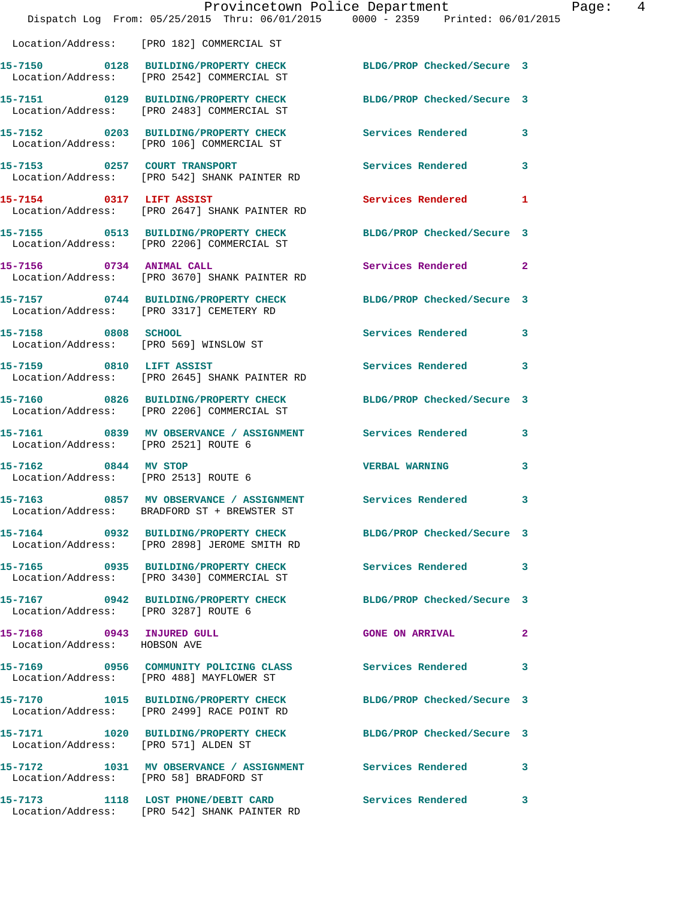Location/Address: [PRO 182] COMMERCIAL ST

**15-7150 0128 BUILDING/PROPERTY CHECK** BLDG/PROP Checked/Secure 3
Location/Address: [PRO 2542] COMMERCIAL ST

**15-7151 0129 BUILDING/PROPERTY CHECK** BLDG/PROP Checked/Secure 3
Location/Address: [PRO 2483] COMMERCIAL ST

**15-7152 0203 BUILDING/PROPERTY CHECK** Services Rendered 3
Location/Address: [PRO 106] COMMERCIAL ST

**15-7153 0257 COURT TRANSPORT** Services Rendered 3
Location/Address: [PRO 542] SHANK PAINTER RD

**15-7154 0317 LIFT ASSIST** Services Rendered 1
Location/Address: [PRO 2647] SHANK PAINTER RD

**15-7155 0513 BUILDING/PROPERTY CHECK** BLDG/PROP Checked/Secure 3
Location/Address: [PRO 2206] COMMERCIAL ST

**15-7156 0734 ANIMAL CALL** Services Rendered 2
Location/Address: [PRO 3670] SHANK PAINTER RD

**15-7157 0744 BUILDING/PROPERTY CHECK** BLDG/PROP Checked/Secure 3
Location/Address: [PRO 3317] CEMETERY RD

**15-7158 0808 SCHOOL** Services Rendered 3
Location/Address: [PRO 569] WINSLOW ST

**15-7159 0810 LIFT ASSIST** Services Rendered 3
Location/Address: [PRO 2645] SHANK PAINTER RD

**15-7160 0826 BUILDING/PROPERTY CHECK** BLDG/PROP Checked/Secure 3
Location/Address: [PRO 2206] COMMERCIAL ST

**15-7161 0839 MV OBSERVANCE / ASSIGNMENT** Services Rendered 3
Location/Address: [PRO 2521] ROUTE 6

**15-7162 0844 MV STOP** VERBAL WARNING 3
Location/Address: [PRO 2513] ROUTE 6

**15-7163 0857 MV OBSERVANCE / ASSIGNMENT** Services Rendered 3
Location/Address: BRADFORD ST + BREWSTER ST

**15-7164 0932 BUILDING/PROPERTY CHECK** BLDG/PROP Checked/Secure 3
Location/Address: [PRO 2898] JEROME SMITH RD

**15-7165 0935 BUILDING/PROPERTY CHECK** Services Rendered 3
Location/Address: [PRO 3430] COMMERCIAL ST

**15-7167 0942 BUILDING/PROPERTY CHECK** BLDG/PROP Checked/Secure 3
Location/Address: [PRO 3287] ROUTE 6

**15-7168 0943 INJURED GULL** GONE ON ARRIVAL 2
Location/Address: HOBSON AVE

**15-7169 0956 COMMUNITY POLICING CLASS** Services Rendered 3
Location/Address: [PRO 488] MAYFLOWER ST

**15-7170 1015 BUILDING/PROPERTY CHECK** BLDG/PROP Checked/Secure 3
Location/Address: [PRO 2499] RACE POINT RD

**15-7171 1020 BUILDING/PROPERTY CHECK** BLDG/PROP Checked/Secure 3
Location/Address: [PRO 571] ALDEN ST

**15-7172 1031 MV OBSERVANCE / ASSIGNMENT** Services Rendered 3
Location/Address: [PRO 58] BRADFORD ST

**15-7173 1118 LOST PHONE/DEBIT CARD** Services Rendered 3
Location/Address: [PRO 542] SHANK PAINTER RD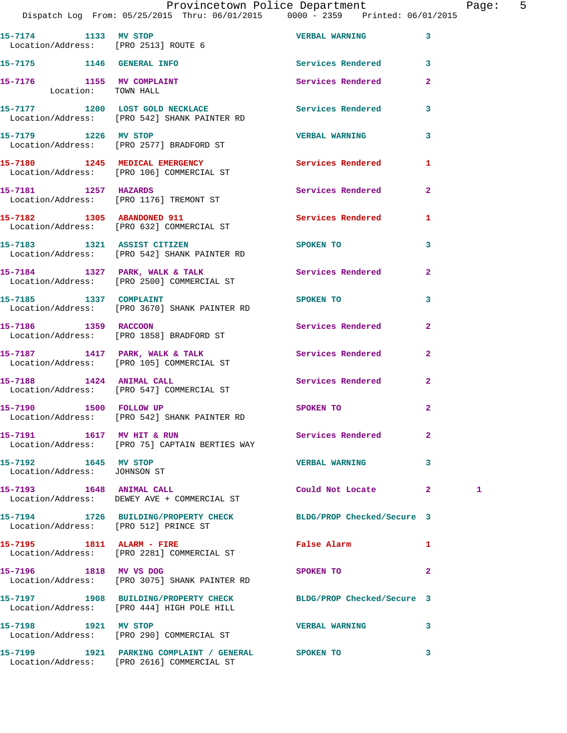Dispatch Log From: 05/25/2015 Thru: 06/01/2015 0000 - 2359 Printed: 06/01/2015

| Call Number | Time | Call Reason | Action | Priority | |
|---|---|---|---|---|---|
| 15-7174 | 1133 | MV STOP | VERBAL WARNING | 3 | |
| Location/Address: [PRO 2513] ROUTE 6 | | | | | |
| 15-7175 | 1146 | GENERAL INFO | Services Rendered | 3 | |
| 15-7176 | 1155 | MV COMPLAINT | Services Rendered | 2 | |
| Location: TOWN HALL | | | | | |
| 15-7177 | 1200 | LOST GOLD NECKLACE | Services Rendered | 3 | |
| Location/Address: [PRO 542] SHANK PAINTER RD | | | | | |
| 15-7179 | 1226 | MV STOP | VERBAL WARNING | 3 | |
| Location/Address: [PRO 2577] BRADFORD ST | | | | | |
| 15-7180 | 1245 | MEDICAL EMERGENCY | Services Rendered | 1 | |
| Location/Address: [PRO 106] COMMERCIAL ST | | | | | |
| 15-7181 | 1257 | HAZARDS | Services Rendered | 2 | |
| Location/Address: [PRO 1176] TREMONT ST | | | | | |
| 15-7182 | 1305 | ABANDONED 911 | Services Rendered | 1 | |
| Location/Address: [PRO 632] COMMERCIAL ST | | | | | |
| 15-7183 | 1321 | ASSIST CITIZEN | SPOKEN TO | 3 | |
| Location/Address: [PRO 542] SHANK PAINTER RD | | | | | |
| 15-7184 | 1327 | PARK, WALK & TALK | Services Rendered | 2 | |
| Location/Address: [PRO 2500] COMMERCIAL ST | | | | | |
| 15-7185 | 1337 | COMPLAINT | SPOKEN TO | 3 | |
| Location/Address: [PRO 3670] SHANK PAINTER RD | | | | | |
| 15-7186 | 1359 | RACCOON | Services Rendered | 2 | |
| Location/Address: [PRO 1858] BRADFORD ST | | | | | |
| 15-7187 | 1417 | PARK, WALK & TALK | Services Rendered | 2 | |
| Location/Address: [PRO 105] COMMERCIAL ST | | | | | |
| 15-7188 | 1424 | ANIMAL CALL | Services Rendered | 2 | |
| Location/Address: [PRO 547] COMMERCIAL ST | | | | | |
| 15-7190 | 1500 | FOLLOW UP | SPOKEN TO | 2 | |
| Location/Address: [PRO 542] SHANK PAINTER RD | | | | | |
| 15-7191 | 1617 | MV HIT & RUN | Services Rendered | 2 | |
| Location/Address: [PRO 75] CAPTAIN BERTIES WAY | | | | | |
| 15-7192 | 1645 | MV STOP | VERBAL WARNING | 3 | |
| Location/Address: JOHNSON ST | | | | | |
| 15-7193 | 1648 | ANIMAL CALL | Could Not Locate | 2 | 1 |
| Location/Address: DEWEY AVE + COMMERCIAL ST | | | | | |
| 15-7194 | 1726 | BUILDING/PROPERTY CHECK | BLDG/PROP Checked/Secure | 3 | |
| Location/Address: [PRO 512] PRINCE ST | | | | | |
| 15-7195 | 1811 | ALARM - FIRE | False Alarm | 1 | |
| Location/Address: [PRO 2281] COMMERCIAL ST | | | | | |
| 15-7196 | 1818 | MV VS DOG | SPOKEN TO | 2 | |
| Location/Address: [PRO 3075] SHANK PAINTER RD | | | | | |
| 15-7197 | 1908 | BUILDING/PROPERTY CHECK | BLDG/PROP Checked/Secure | 3 | |
| Location/Address: [PRO 444] HIGH POLE HILL | | | | | |
| 15-7198 | 1921 | MV STOP | VERBAL WARNING | 3 | |
| Location/Address: [PRO 290] COMMERCIAL ST | | | | | |
| 15-7199 | 1921 | PARKING COMPLAINT / GENERAL | SPOKEN TO | 3 | |
| Location/Address: [PRO 2616] COMMERCIAL ST | | | | | |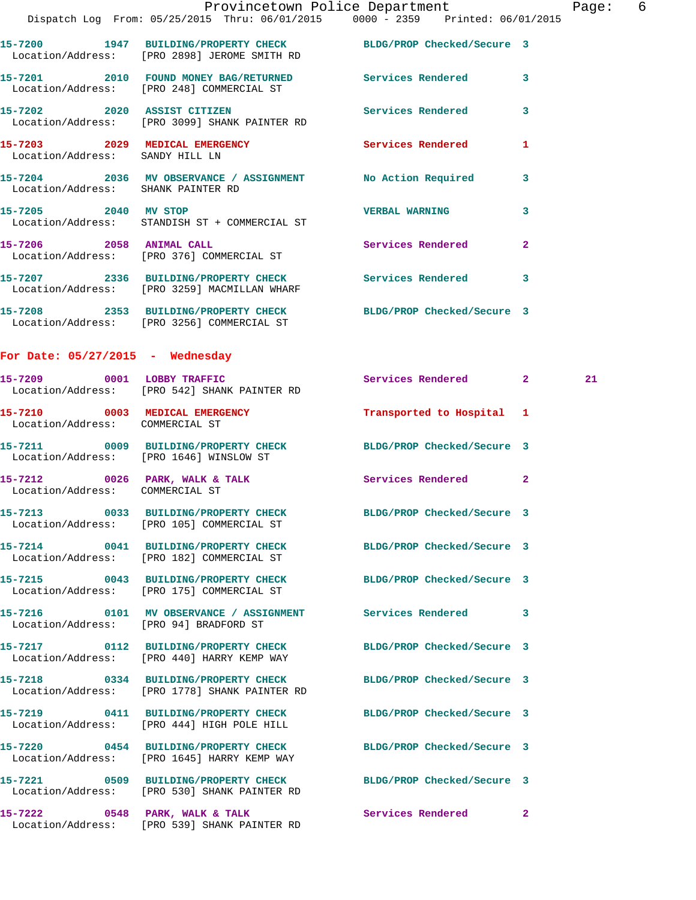| Call # | Time | Call Type | Disposition | Priority | |
|---|---|---|---|---|---|
| 15-7200 | 1947 | BUILDING/PROPERTY CHECK | BLDG/PROP Checked/Secure | 3 | |
| Location/Address: | | [PRO 2898] JEROME SMITH RD | | | |
| 15-7201 | 2010 | FOUND MONEY BAG/RETURNED | Services Rendered | 3 | |
| Location/Address: | | [PRO 248] COMMERCIAL ST | | | |
| 15-7202 | 2020 | ASSIST CITIZEN | Services Rendered | 3 | |
| Location/Address: | | [PRO 3099] SHANK PAINTER RD | | | |
| 15-7203 | 2029 | MEDICAL EMERGENCY | Services Rendered | 1 | |
| Location/Address: | | SANDY HILL LN | | | |
| 15-7204 | 2036 | MV OBSERVANCE / ASSIGNMENT | No Action Required | 3 | |
| Location/Address: | | SHANK PAINTER RD | | | |
| 15-7205 | 2040 | MV STOP | VERBAL WARNING | 3 | |
| Location/Address: | | STANDISH ST + COMMERCIAL ST | | | |
| 15-7206 | 2058 | ANIMAL CALL | Services Rendered | 2 | |
| Location/Address: | | [PRO 376] COMMERCIAL ST | | | |
| 15-7207 | 2336 | BUILDING/PROPERTY CHECK | Services Rendered | 3 | |
| Location/Address: | | [PRO 3259] MACMILLAN WHARF | | | |
| 15-7208 | 2353 | BUILDING/PROPERTY CHECK | BLDG/PROP Checked/Secure | 3 | |
| Location/Address: | | [PRO 3256] COMMERCIAL ST | | | |

## For Date: 05/27/2015 - Wednesday

| Call # | Time | Call Type | Disposition | Priority | |
|---|---|---|---|---|---|
| 15-7209 | 0001 | LOBBY TRAFFIC | Services Rendered | 2 | 21 |
| Location/Address: | | [PRO 542] SHANK PAINTER RD | | | |
| 15-7210 | 0003 | MEDICAL EMERGENCY | Transported to Hospital | 1 | |
| Location/Address: | | COMMERCIAL ST | | | |
| 15-7211 | 0009 | BUILDING/PROPERTY CHECK | BLDG/PROP Checked/Secure | 3 | |
| Location/Address: | | [PRO 1646] WINSLOW ST | | | |
| 15-7212 | 0026 | PARK, WALK & TALK | Services Rendered | 2 | |
| Location/Address: | | COMMERCIAL ST | | | |
| 15-7213 | 0033 | BUILDING/PROPERTY CHECK | BLDG/PROP Checked/Secure | 3 | |
| Location/Address: | | [PRO 105] COMMERCIAL ST | | | |
| 15-7214 | 0041 | BUILDING/PROPERTY CHECK | BLDG/PROP Checked/Secure | 3 | |
| Location/Address: | | [PRO 182] COMMERCIAL ST | | | |
| 15-7215 | 0043 | BUILDING/PROPERTY CHECK | BLDG/PROP Checked/Secure | 3 | |
| Location/Address: | | [PRO 175] COMMERCIAL ST | | | |
| 15-7216 | 0101 | MV OBSERVANCE / ASSIGNMENT | Services Rendered | 3 | |
| Location/Address: | | [PRO 94] BRADFORD ST | | | |
| 15-7217 | 0112 | BUILDING/PROPERTY CHECK | BLDG/PROP Checked/Secure | 3 | |
| Location/Address: | | [PRO 440] HARRY KEMP WAY | | | |
| 15-7218 | 0334 | BUILDING/PROPERTY CHECK | BLDG/PROP Checked/Secure | 3 | |
| Location/Address: | | [PRO 1778] SHANK PAINTER RD | | | |
| 15-7219 | 0411 | BUILDING/PROPERTY CHECK | BLDG/PROP Checked/Secure | 3 | |
| Location/Address: | | [PRO 444] HIGH POLE HILL | | | |
| 15-7220 | 0454 | BUILDING/PROPERTY CHECK | BLDG/PROP Checked/Secure | 3 | |
| Location/Address: | | [PRO 1645] HARRY KEMP WAY | | | |
| 15-7221 | 0509 | BUILDING/PROPERTY CHECK | BLDG/PROP Checked/Secure | 3 | |
| Location/Address: | | [PRO 530] SHANK PAINTER RD | | | |
| 15-7222 | 0548 | PARK, WALK & TALK | Services Rendered | 2 | |
| Location/Address: | | [PRO 539] SHANK PAINTER RD | | | |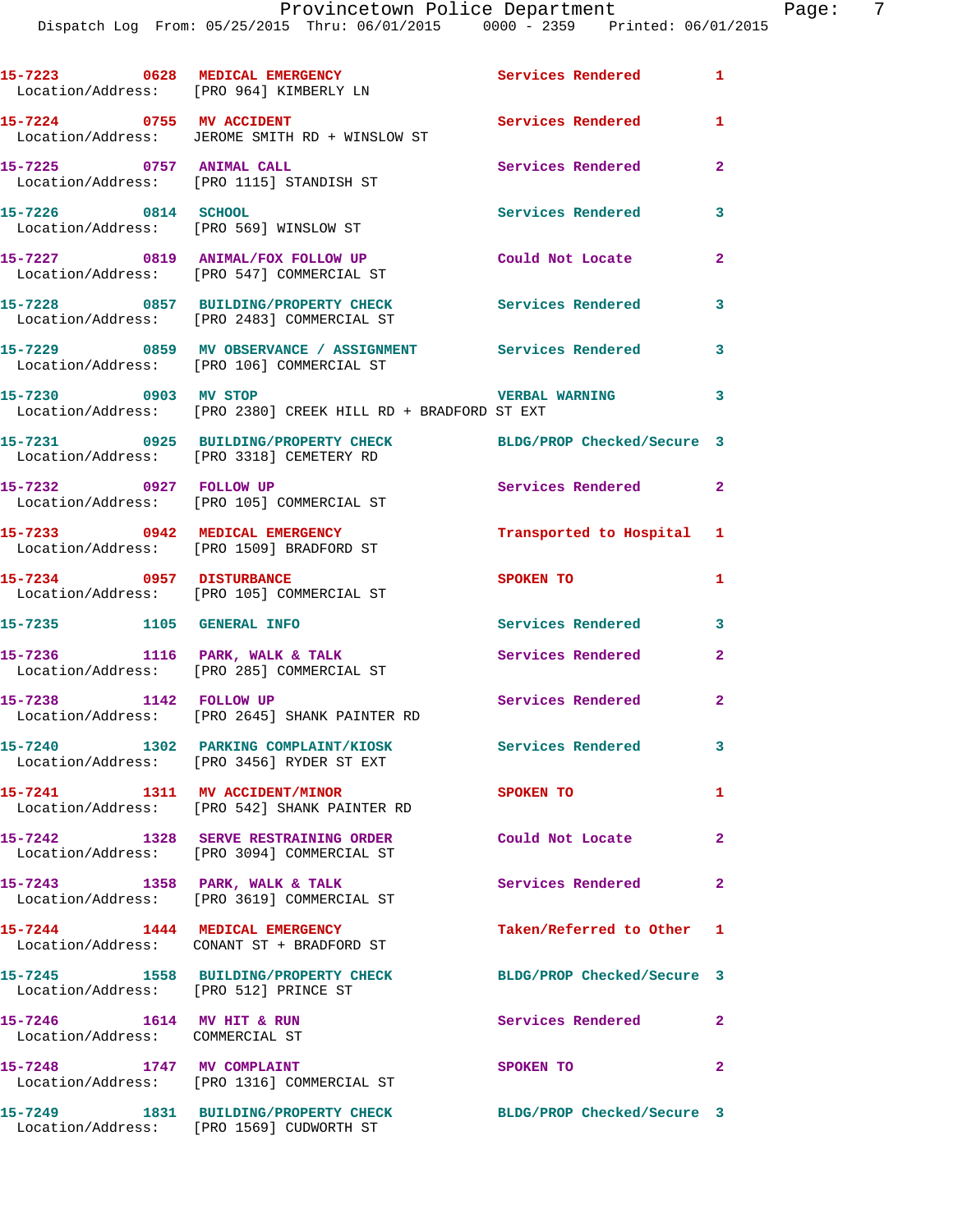| Call # | Time | Call Reason | Action | Priority |
|---|---|---|---|---|
| 15-7223 | 0628 | MEDICAL EMERGENCY | Services Rendered | 1 |
| Location/Address: [PRO 964] KIMBERLY LN | | | | |
| 15-7224 | 0755 | MV ACCIDENT | Services Rendered | 1 |
| Location/Address: JEROME SMITH RD + WINSLOW ST | | | | |
| 15-7225 | 0757 | ANIMAL CALL | Services Rendered | 2 |
| Location/Address: [PRO 1115] STANDISH ST | | | | |
| 15-7226 | 0814 | SCHOOL | Services Rendered | 3 |
| Location/Address: [PRO 569] WINSLOW ST | | | | |
| 15-7227 | 0819 | ANIMAL/FOX FOLLOW UP | Could Not Locate | 2 |
| Location/Address: [PRO 547] COMMERCIAL ST | | | | |
| 15-7228 | 0857 | BUILDING/PROPERTY CHECK | Services Rendered | 3 |
| Location/Address: [PRO 2483] COMMERCIAL ST | | | | |
| 15-7229 | 0859 | MV OBSERVANCE / ASSIGNMENT | Services Rendered | 3 |
| Location/Address: [PRO 106] COMMERCIAL ST | | | | |
| 15-7230 | 0903 | MV STOP | VERBAL WARNING | 3 |
| Location/Address: [PRO 2380] CREEK HILL RD + BRADFORD ST EXT | | | | |
| 15-7231 | 0925 | BUILDING/PROPERTY CHECK | BLDG/PROP Checked/Secure | 3 |
| Location/Address: [PRO 3318] CEMETERY RD | | | | |
| 15-7232 | 0927 | FOLLOW UP | Services Rendered | 2 |
| Location/Address: [PRO 105] COMMERCIAL ST | | | | |
| 15-7233 | 0942 | MEDICAL EMERGENCY | Transported to Hospital | 1 |
| Location/Address: [PRO 1509] BRADFORD ST | | | | |
| 15-7234 | 0957 | DISTURBANCE | SPOKEN TO | 1 |
| Location/Address: [PRO 105] COMMERCIAL ST | | | | |
| 15-7235 | 1105 | GENERAL INFO | Services Rendered | 3 |
| 15-7236 | 1116 | PARK, WALK & TALK | Services Rendered | 2 |
| Location/Address: [PRO 285] COMMERCIAL ST | | | | |
| 15-7238 | 1142 | FOLLOW UP | Services Rendered | 2 |
| Location/Address: [PRO 2645] SHANK PAINTER RD | | | | |
| 15-7240 | 1302 | PARKING COMPLAINT/KIOSK | Services Rendered | 3 |
| Location/Address: [PRO 3456] RYDER ST EXT | | | | |
| 15-7241 | 1311 | MV ACCIDENT/MINOR | SPOKEN TO | 1 |
| Location/Address: [PRO 542] SHANK PAINTER RD | | | | |
| 15-7242 | 1328 | SERVE RESTRAINING ORDER | Could Not Locate | 2 |
| Location/Address: [PRO 3094] COMMERCIAL ST | | | | |
| 15-7243 | 1358 | PARK, WALK & TALK | Services Rendered | 2 |
| Location/Address: [PRO 3619] COMMERCIAL ST | | | | |
| 15-7244 | 1444 | MEDICAL EMERGENCY | Taken/Referred to Other | 1 |
| Location/Address: CONANT ST + BRADFORD ST | | | | |
| 15-7245 | 1558 | BUILDING/PROPERTY CHECK | BLDG/PROP Checked/Secure | 3 |
| Location/Address: [PRO 512] PRINCE ST | | | | |
| 15-7246 | 1614 | MV HIT & RUN | Services Rendered | 2 |
| Location/Address: COMMERCIAL ST | | | | |
| 15-7248 | 1747 | MV COMPLAINT | SPOKEN TO | 2 |
| Location/Address: [PRO 1316] COMMERCIAL ST | | | | |
| 15-7249 | 1831 | BUILDING/PROPERTY CHECK | BLDG/PROP Checked/Secure | 3 |
| Location/Address: [PRO 1569] CUDWORTH ST | | | | |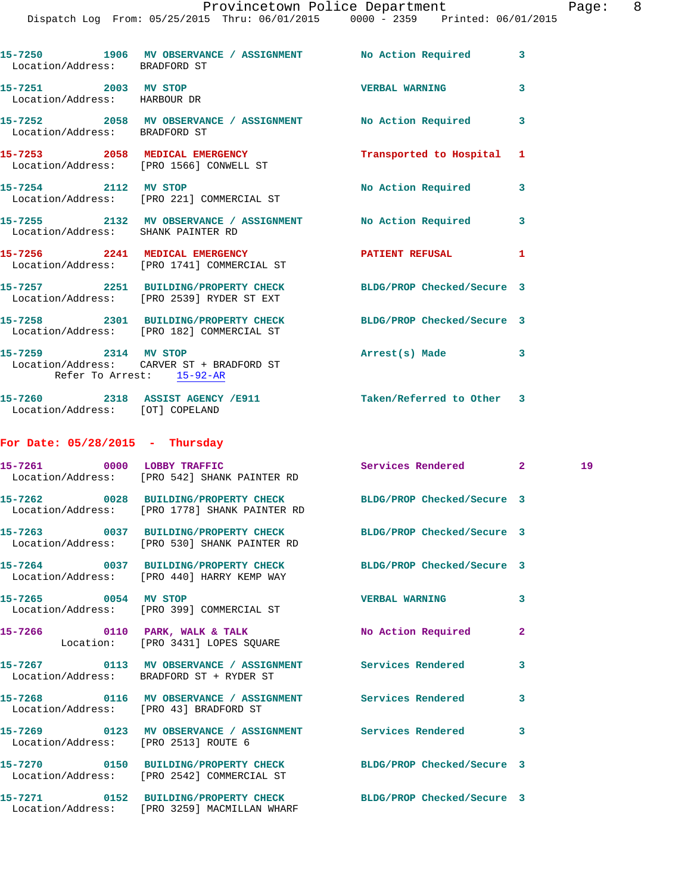15-7250 1906 MV OBSERVANCE / ASSIGNMENT No Action Required 3
Location/Address: BRADFORD ST

15-7251 2003 MV STOP VERBAL WARNING 3
Location/Address: HARBOUR DR

15-7252 2058 MV OBSERVANCE / ASSIGNMENT No Action Required 3
Location/Address: BRADFORD ST

15-7253 2058 MEDICAL EMERGENCY Transported to Hospital 1
Location/Address: [PRO 1566] CONWELL ST

15-7254 2112 MV STOP No Action Required 3
Location/Address: [PRO 221] COMMERCIAL ST

15-7255 2132 MV OBSERVANCE / ASSIGNMENT No Action Required 3
Location/Address: SHANK PAINTER RD

15-7256 2241 MEDICAL EMERGENCY PATIENT REFUSAL 1
Location/Address: [PRO 1741] COMMERCIAL ST

15-7257 2251 BUILDING/PROPERTY CHECK BLDG/PROP Checked/Secure 3
Location/Address: [PRO 2539] RYDER ST EXT

15-7258 2301 BUILDING/PROPERTY CHECK BLDG/PROP Checked/Secure 3
Location/Address: [PRO 182] COMMERCIAL ST

15-7259 2314 MV STOP Arrest(s) Made 3
Location/Address: CARVER ST + BRADFORD ST
Refer To Arrest: 15-92-AR

15-7260 2318 ASSIST AGENCY /E911 Taken/Referred to Other 3
Location/Address: [OT] COPELAND

## For Date: 05/28/2015 - Thursday

15-7261 0000 LOBBY TRAFFIC Services Rendered 2 19
Location/Address: [PRO 542] SHANK PAINTER RD

15-7262 0028 BUILDING/PROPERTY CHECK BLDG/PROP Checked/Secure 3
Location/Address: [PRO 1778] SHANK PAINTER RD

15-7263 0037 BUILDING/PROPERTY CHECK BLDG/PROP Checked/Secure 3
Location/Address: [PRO 530] SHANK PAINTER RD

15-7264 0037 BUILDING/PROPERTY CHECK BLDG/PROP Checked/Secure 3
Location/Address: [PRO 440] HARRY KEMP WAY

15-7265 0054 MV STOP VERBAL WARNING 3
Location/Address: [PRO 399] COMMERCIAL ST

15-7266 0110 PARK, WALK & TALK No Action Required 2
Location: [PRO 3431] LOPES SQUARE

15-7267 0113 MV OBSERVANCE / ASSIGNMENT Services Rendered 3
Location/Address: BRADFORD ST + RYDER ST

15-7268 0116 MV OBSERVANCE / ASSIGNMENT Services Rendered 3
Location/Address: [PRO 43] BRADFORD ST

15-7269 0123 MV OBSERVANCE / ASSIGNMENT Services Rendered 3
Location/Address: [PRO 2513] ROUTE 6

15-7270 0150 BUILDING/PROPERTY CHECK BLDG/PROP Checked/Secure 3
Location/Address: [PRO 2542] COMMERCIAL ST

15-7271 0152 BUILDING/PROPERTY CHECK BLDG/PROP Checked/Secure 3
Location/Address: [PRO 3259] MACMILLAN WHARF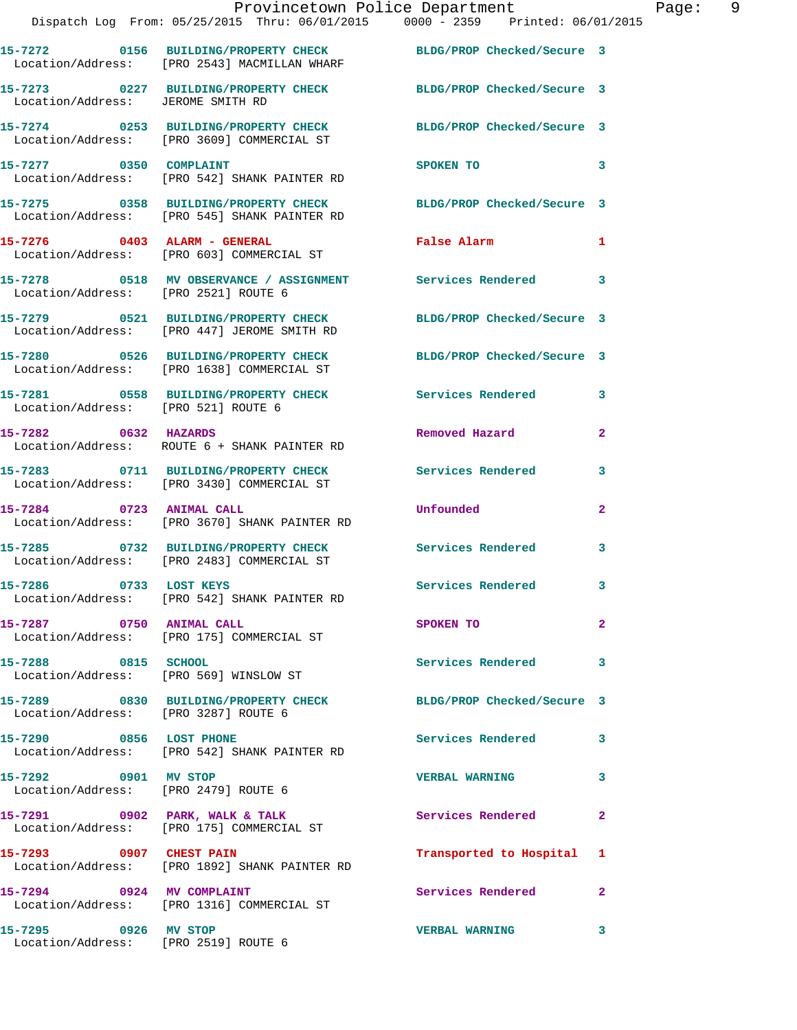**15-7272 0156 BUILDING/PROPERTY CHECK** BLDG/PROP Checked/Secure 3
Location/Address: [PRO 2543] MACMILLAN WHARF

**15-7273 0227 BUILDING/PROPERTY CHECK** BLDG/PROP Checked/Secure 3
Location/Address: JEROME SMITH RD

**15-7274 0253 BUILDING/PROPERTY CHECK** BLDG/PROP Checked/Secure 3
Location/Address: [PRO 3609] COMMERCIAL ST

**15-7277 0350 COMPLAINT** SPOKEN TO 3
Location/Address: [PRO 542] SHANK PAINTER RD

**15-7275 0358 BUILDING/PROPERTY CHECK** BLDG/PROP Checked/Secure 3
Location/Address: [PRO 545] SHANK PAINTER RD

**15-7276 0403 ALARM - GENERAL** False Alarm 1
Location/Address: [PRO 603] COMMERCIAL ST

**15-7278 0518 MV OBSERVANCE / ASSIGNMENT** Services Rendered 3
Location/Address: [PRO 2521] ROUTE 6

**15-7279 0521 BUILDING/PROPERTY CHECK** BLDG/PROP Checked/Secure 3
Location/Address: [PRO 447] JEROME SMITH RD

**15-7280 0526 BUILDING/PROPERTY CHECK** BLDG/PROP Checked/Secure 3
Location/Address: [PRO 1638] COMMERCIAL ST

**15-7281 0558 BUILDING/PROPERTY CHECK** Services Rendered 3
Location/Address: [PRO 521] ROUTE 6

**15-7282 0632 HAZARDS** Removed Hazard 2
Location/Address: ROUTE 6 + SHANK PAINTER RD

**15-7283 0711 BUILDING/PROPERTY CHECK** Services Rendered 3
Location/Address: [PRO 3430] COMMERCIAL ST

**15-7284 0723 ANIMAL CALL** Unfounded 2
Location/Address: [PRO 3670] SHANK PAINTER RD

**15-7285 0732 BUILDING/PROPERTY CHECK** Services Rendered 3
Location/Address: [PRO 2483] COMMERCIAL ST

**15-7286 0733 LOST KEYS** Services Rendered 3
Location/Address: [PRO 542] SHANK PAINTER RD

**15-7287 0750 ANIMAL CALL** SPOKEN TO 2
Location/Address: [PRO 175] COMMERCIAL ST

**15-7288 0815 SCHOOL** Services Rendered 3
Location/Address: [PRO 569] WINSLOW ST

**15-7289 0830 BUILDING/PROPERTY CHECK** BLDG/PROP Checked/Secure 3
Location/Address: [PRO 3287] ROUTE 6

**15-7290 0856 LOST PHONE** Services Rendered 3
Location/Address: [PRO 542] SHANK PAINTER RD

**15-7292 0901 MV STOP** VERBAL WARNING 3
Location/Address: [PRO 2479] ROUTE 6

**15-7291 0902 PARK, WALK & TALK** Services Rendered 2
Location/Address: [PRO 175] COMMERCIAL ST

**15-7293 0907 CHEST PAIN** Transported to Hospital 1
Location/Address: [PRO 1892] SHANK PAINTER RD

**15-7294 0924 MV COMPLAINT** Services Rendered 2
Location/Address: [PRO 1316] COMMERCIAL ST

**15-7295 0926 MV STOP** VERBAL WARNING 3
Location/Address: [PRO 2519] ROUTE 6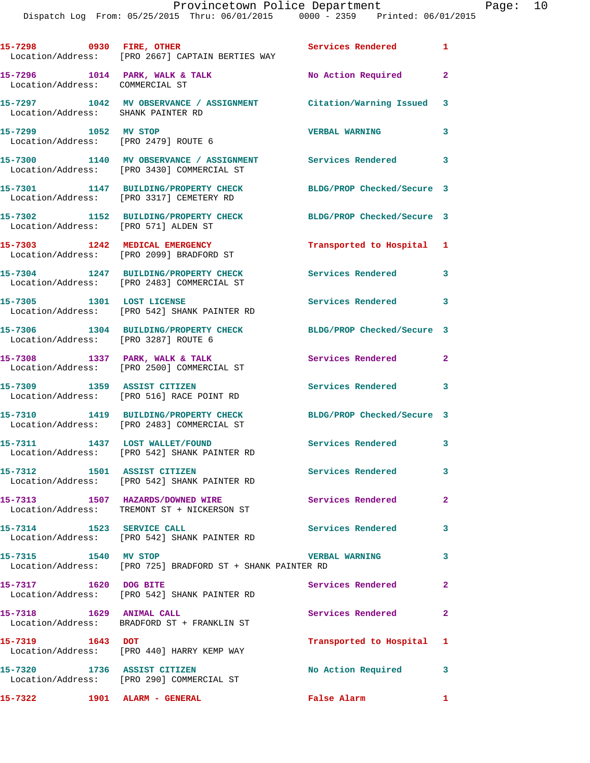15-7298 0930 FIRE, OTHER Services Rendered 1
Location/Address: [PRO 2667] CAPTAIN BERTIES WAY

15-7296 1014 PARK, WALK & TALK No Action Required 2
Location/Address: COMMERCIAL ST

15-7297 1042 MV OBSERVANCE / ASSIGNMENT Citation/Warning Issued 3
Location/Address: SHANK PAINTER RD

15-7299 1052 MV STOP VERBAL WARNING 3
Location/Address: [PRO 2479] ROUTE 6

15-7300 1140 MV OBSERVANCE / ASSIGNMENT Services Rendered 3
Location/Address: [PRO 3430] COMMERCIAL ST

15-7301 1147 BUILDING/PROPERTY CHECK BLDG/PROP Checked/Secure 3
Location/Address: [PRO 3317] CEMETERY RD

15-7302 1152 BUILDING/PROPERTY CHECK BLDG/PROP Checked/Secure 3
Location/Address: [PRO 571] ALDEN ST

15-7303 1242 MEDICAL EMERGENCY Transported to Hospital 1
Location/Address: [PRO 2099] BRADFORD ST

15-7304 1247 BUILDING/PROPERTY CHECK Services Rendered 3
Location/Address: [PRO 2483] COMMERCIAL ST

15-7305 1301 LOST LICENSE Services Rendered 3
Location/Address: [PRO 542] SHANK PAINTER RD

15-7306 1304 BUILDING/PROPERTY CHECK BLDG/PROP Checked/Secure 3
Location/Address: [PRO 3287] ROUTE 6

15-7308 1337 PARK, WALK & TALK Services Rendered 2
Location/Address: [PRO 2500] COMMERCIAL ST

15-7309 1359 ASSIST CITIZEN Services Rendered 3
Location/Address: [PRO 516] RACE POINT RD

15-7310 1419 BUILDING/PROPERTY CHECK BLDG/PROP Checked/Secure 3
Location/Address: [PRO 2483] COMMERCIAL ST

15-7311 1437 LOST WALLET/FOUND Services Rendered 3
Location/Address: [PRO 542] SHANK PAINTER RD

15-7312 1501 ASSIST CITIZEN Services Rendered 3
Location/Address: [PRO 542] SHANK PAINTER RD

15-7313 1507 HAZARDS/DOWNED WIRE Services Rendered 2
Location/Address: TREMONT ST + NICKERSON ST

15-7314 1523 SERVICE CALL Services Rendered 3
Location/Address: [PRO 542] SHANK PAINTER RD

15-7315 1540 MV STOP VERBAL WARNING 3
Location/Address: [PRO 725] BRADFORD ST + SHANK PAINTER RD

15-7317 1620 DOG BITE Services Rendered 2
Location/Address: [PRO 542] SHANK PAINTER RD

15-7318 1629 ANIMAL CALL Services Rendered 2
Location/Address: BRADFORD ST + FRANKLIN ST

15-7319 1643 DOT Transported to Hospital 1
Location/Address: [PRO 440] HARRY KEMP WAY

15-7320 1736 ASSIST CITIZEN No Action Required 3
Location/Address: [PRO 290] COMMERCIAL ST

15-7322 1901 ALARM - GENERAL False Alarm 1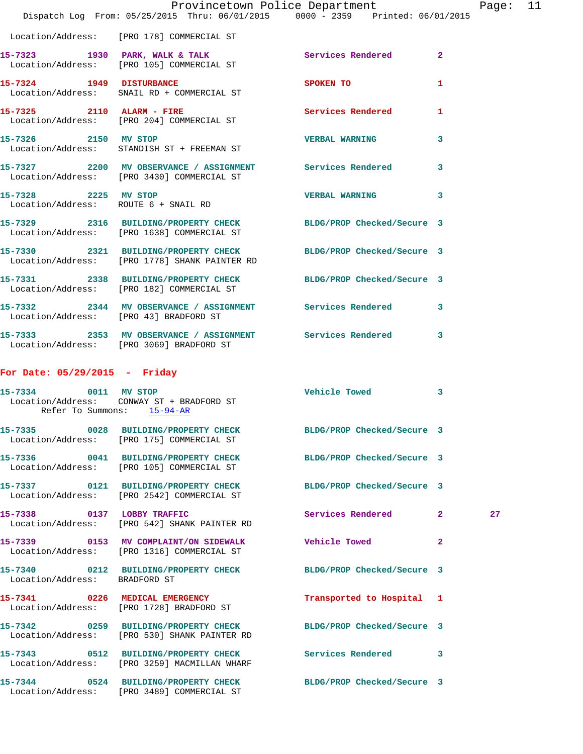Location/Address: [PRO 178] COMMERCIAL ST

15-7323 1930 PARK, WALK & TALK Services Rendered 2
Location/Address: [PRO 105] COMMERCIAL ST

15-7324 1949 DISTURBANCE SPOKEN TO 1
Location/Address: SNAIL RD + COMMERCIAL ST

15-7325 2110 ALARM - FIRE Services Rendered 1
Location/Address: [PRO 204] COMMERCIAL ST

15-7326 2150 MV STOP VERBAL WARNING 3
Location/Address: STANDISH ST + FREEMAN ST

15-7327 2200 MV OBSERVANCE / ASSIGNMENT Services Rendered 3
Location/Address: [PRO 3430] COMMERCIAL ST

15-7328 2225 MV STOP VERBAL WARNING 3
Location/Address: ROUTE 6 + SNAIL RD

15-7329 2316 BUILDING/PROPERTY CHECK BLDG/PROP Checked/Secure 3
Location/Address: [PRO 1638] COMMERCIAL ST

15-7330 2321 BUILDING/PROPERTY CHECK BLDG/PROP Checked/Secure 3
Location/Address: [PRO 1778] SHANK PAINTER RD

15-7331 2338 BUILDING/PROPERTY CHECK BLDG/PROP Checked/Secure 3
Location/Address: [PRO 182] COMMERCIAL ST

15-7332 2344 MV OBSERVANCE / ASSIGNMENT Services Rendered 3
Location/Address: [PRO 43] BRADFORD ST

15-7333 2353 MV OBSERVANCE / ASSIGNMENT Services Rendered 3
Location/Address: [PRO 3069] BRADFORD ST

## For Date: 05/29/2015 - Friday

15-7334 0011 MV STOP Vehicle Towed 3
Location/Address: CONWAY ST + BRADFORD ST
Refer To Summons: 15-94-AR

15-7335 0028 BUILDING/PROPERTY CHECK BLDG/PROP Checked/Secure 3
Location/Address: [PRO 175] COMMERCIAL ST

15-7336 0041 BUILDING/PROPERTY CHECK BLDG/PROP Checked/Secure 3
Location/Address: [PRO 105] COMMERCIAL ST

15-7337 0121 BUILDING/PROPERTY CHECK BLDG/PROP Checked/Secure 3
Location/Address: [PRO 2542] COMMERCIAL ST

15-7338 0137 LOBBY TRAFFIC Services Rendered 2 27
Location/Address: [PRO 542] SHANK PAINTER RD

15-7339 0153 MV COMPLAINT/ON SIDEWALK Vehicle Towed 2
Location/Address: [PRO 1316] COMMERCIAL ST

15-7340 0212 BUILDING/PROPERTY CHECK BLDG/PROP Checked/Secure 3
Location/Address: BRADFORD ST

15-7341 0226 MEDICAL EMERGENCY Transported to Hospital 1
Location/Address: [PRO 1728] BRADFORD ST

15-7342 0259 BUILDING/PROPERTY CHECK BLDG/PROP Checked/Secure 3
Location/Address: [PRO 530] SHANK PAINTER RD

15-7343 0512 BUILDING/PROPERTY CHECK Services Rendered 3
Location/Address: [PRO 3259] MACMILLAN WHARF

15-7344 0524 BUILDING/PROPERTY CHECK BLDG/PROP Checked/Secure 3
Location/Address: [PRO 3489] COMMERCIAL ST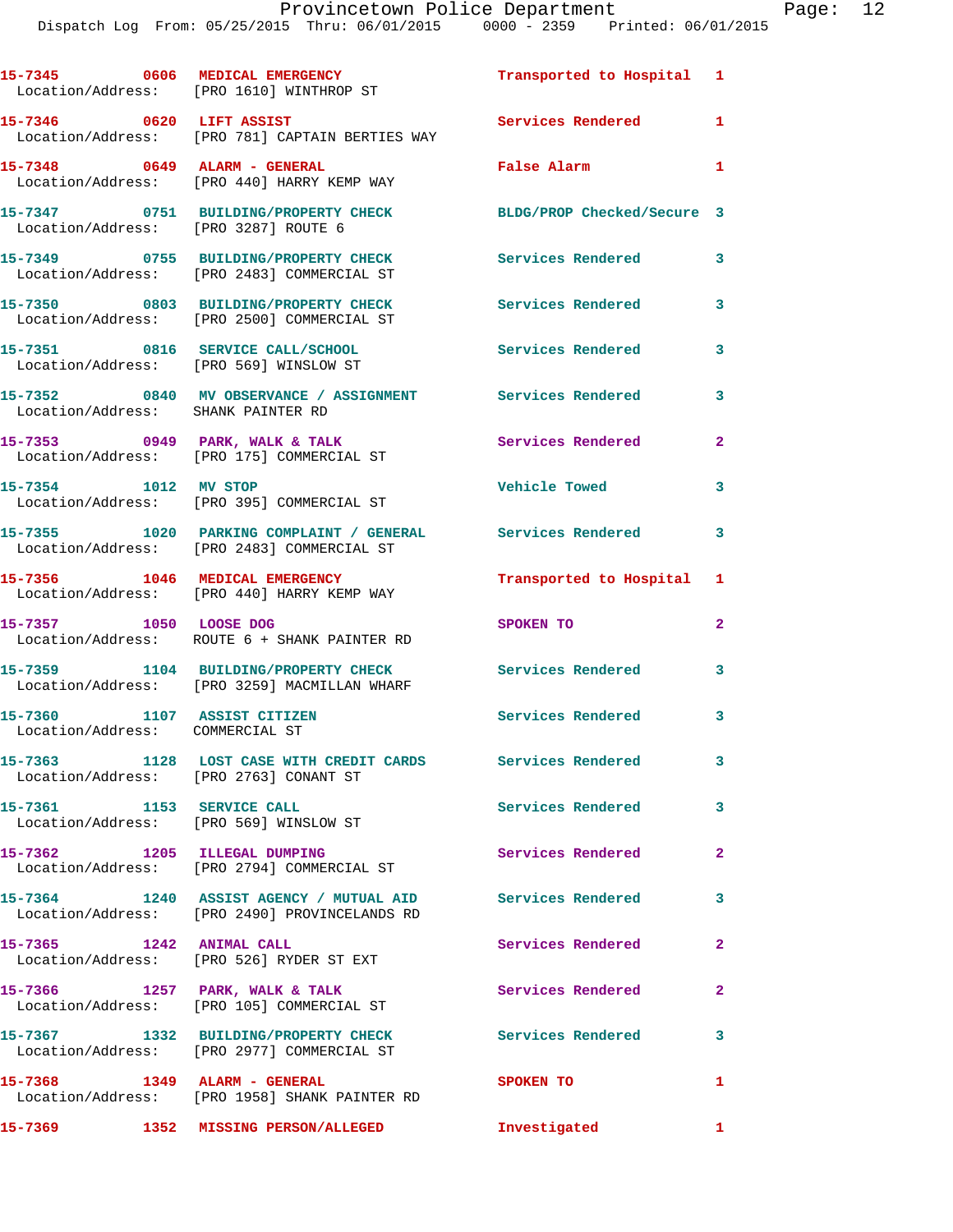15-7345 0606 MEDICAL EMERGENCY Transported to Hospital 1
Location/Address: [PRO 1610] WINTHROP ST

15-7346 0620 LIFT ASSIST Services Rendered 1
Location/Address: [PRO 781] CAPTAIN BERTIES WAY

15-7348 0649 ALARM - GENERAL False Alarm 1
Location/Address: [PRO 440] HARRY KEMP WAY

15-7347 0751 BUILDING/PROPERTY CHECK BLDG/PROP Checked/Secure 3
Location/Address: [PRO 3287] ROUTE 6

15-7349 0755 BUILDING/PROPERTY CHECK Services Rendered 3
Location/Address: [PRO 2483] COMMERCIAL ST

15-7350 0803 BUILDING/PROPERTY CHECK Services Rendered 3
Location/Address: [PRO 2500] COMMERCIAL ST

15-7351 0816 SERVICE CALL/SCHOOL Services Rendered 3
Location/Address: [PRO 569] WINSLOW ST

15-7352 0840 MV OBSERVANCE / ASSIGNMENT Services Rendered 3
Location/Address: SHANK PAINTER RD

15-7353 0949 PARK, WALK & TALK Services Rendered 2
Location/Address: [PRO 175] COMMERCIAL ST

15-7354 1012 MV STOP Vehicle Towed 3
Location/Address: [PRO 395] COMMERCIAL ST

15-7355 1020 PARKING COMPLAINT / GENERAL Services Rendered 3
Location/Address: [PRO 2483] COMMERCIAL ST

15-7356 1046 MEDICAL EMERGENCY Transported to Hospital 1
Location/Address: [PRO 440] HARRY KEMP WAY

15-7357 1050 LOOSE DOG SPOKEN TO 2
Location/Address: ROUTE 6 + SHANK PAINTER RD

15-7359 1104 BUILDING/PROPERTY CHECK Services Rendered 3
Location/Address: [PRO 3259] MACMILLAN WHARF

15-7360 1107 ASSIST CITIZEN Services Rendered 3
Location/Address: COMMERCIAL ST

15-7363 1128 LOST CASE WITH CREDIT CARDS Services Rendered 3
Location/Address: [PRO 2763] CONANT ST

15-7361 1153 SERVICE CALL Services Rendered 3
Location/Address: [PRO 569] WINSLOW ST

15-7362 1205 ILLEGAL DUMPING Services Rendered 2
Location/Address: [PRO 2794] COMMERCIAL ST

15-7364 1240 ASSIST AGENCY / MUTUAL AID Services Rendered 3
Location/Address: [PRO 2490] PROVINCELANDS RD

15-7365 1242 ANIMAL CALL Services Rendered 2
Location/Address: [PRO 526] RYDER ST EXT

15-7366 1257 PARK, WALK & TALK Services Rendered 2
Location/Address: [PRO 105] COMMERCIAL ST

15-7367 1332 BUILDING/PROPERTY CHECK Services Rendered 3
Location/Address: [PRO 2977] COMMERCIAL ST

15-7368 1349 ALARM - GENERAL SPOKEN TO 1
Location/Address: [PRO 1958] SHANK PAINTER RD

15-7369 1352 MISSING PERSON/ALLEGED Investigated 1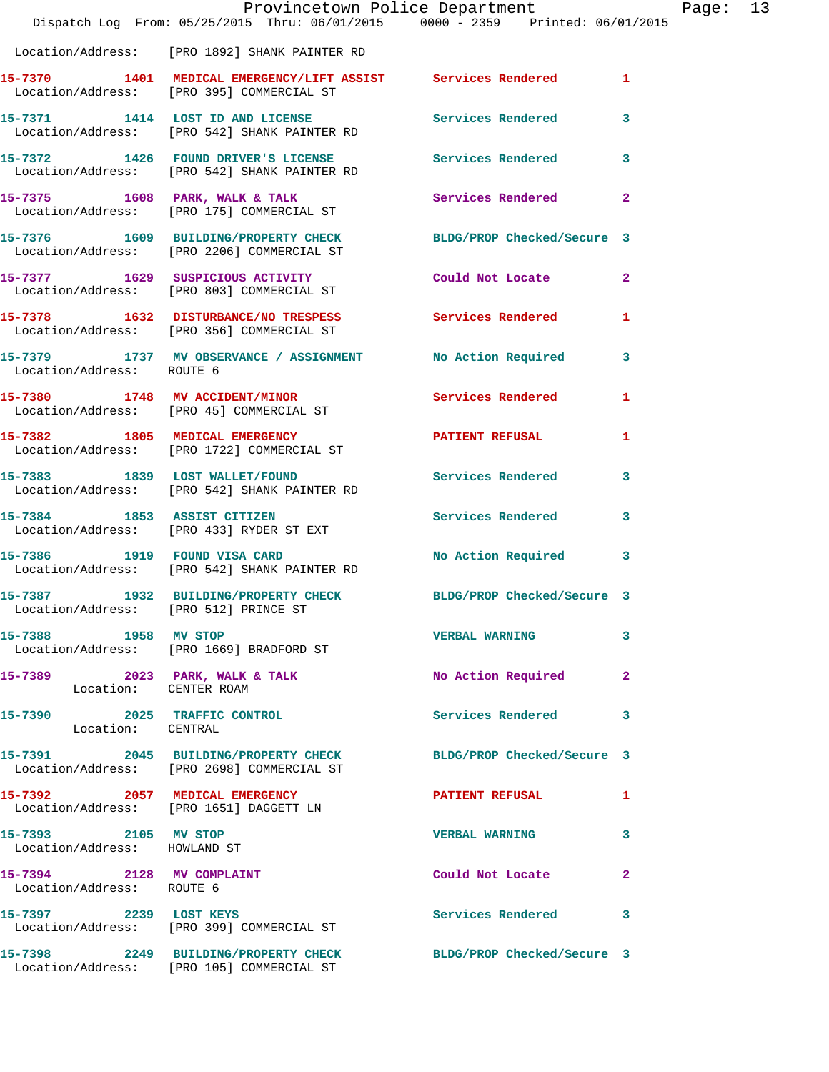Location/Address: [PRO 1892] SHANK PAINTER RD

| Call # | Time | Call Type | Action | Priority |
|---|---|---|---|---|
| 15-7370 | 1401 | MEDICAL EMERGENCY/LIFT ASSIST | Services Rendered | 1 |
| | | Location/Address: [PRO 395] COMMERCIAL ST | | |
| 15-7371 | 1414 | LOST ID AND LICENSE | Services Rendered | 3 |
| | | Location/Address: [PRO 542] SHANK PAINTER RD | | |
| 15-7372 | 1426 | FOUND DRIVER'S LICENSE | Services Rendered | 3 |
| | | Location/Address: [PRO 542] SHANK PAINTER RD | | |
| 15-7375 | 1608 | PARK, WALK & TALK | Services Rendered | 2 |
| | | Location/Address: [PRO 175] COMMERCIAL ST | | |
| 15-7376 | 1609 | BUILDING/PROPERTY CHECK | BLDG/PROP Checked/Secure | 3 |
| | | Location/Address: [PRO 2206] COMMERCIAL ST | | |
| 15-7377 | 1629 | SUSPICIOUS ACTIVITY | Could Not Locate | 2 |
| | | Location/Address: [PRO 803] COMMERCIAL ST | | |
| 15-7378 | 1632 | DISTURBANCE/NO TRESPESS | Services Rendered | 1 |
| | | Location/Address: [PRO 356] COMMERCIAL ST | | |
| 15-7379 | 1737 | MV OBSERVANCE / ASSIGNMENT | No Action Required | 3 |
| | | Location/Address: ROUTE 6 | | |
| 15-7380 | 1748 | MV ACCIDENT/MINOR | Services Rendered | 1 |
| | | Location/Address: [PRO 45] COMMERCIAL ST | | |
| 15-7382 | 1805 | MEDICAL EMERGENCY | PATIENT REFUSAL | 1 |
| | | Location/Address: [PRO 1722] COMMERCIAL ST | | |
| 15-7383 | 1839 | LOST WALLET/FOUND | Services Rendered | 3 |
| | | Location/Address: [PRO 542] SHANK PAINTER RD | | |
| 15-7384 | 1853 | ASSIST CITIZEN | Services Rendered | 3 |
| | | Location/Address: [PRO 433] RYDER ST EXT | | |
| 15-7386 | 1919 | FOUND VISA CARD | No Action Required | 3 |
| | | Location/Address: [PRO 542] SHANK PAINTER RD | | |
| 15-7387 | 1932 | BUILDING/PROPERTY CHECK | BLDG/PROP Checked/Secure | 3 |
| | | Location/Address: [PRO 512] PRINCE ST | | |
| 15-7388 | 1958 | MV STOP | VERBAL WARNING | 3 |
| | | Location/Address: [PRO 1669] BRADFORD ST | | |
| 15-7389 | 2023 | PARK, WALK & TALK | No Action Required | 2 |
| | | Location: CENTER ROAM | | |
| 15-7390 | 2025 | TRAFFIC CONTROL | Services Rendered | 3 |
| | | Location: CENTRAL | | |
| 15-7391 | 2045 | BUILDING/PROPERTY CHECK | BLDG/PROP Checked/Secure | 3 |
| | | Location/Address: [PRO 2698] COMMERCIAL ST | | |
| 15-7392 | 2057 | MEDICAL EMERGENCY | PATIENT REFUSAL | 1 |
| | | Location/Address: [PRO 1651] DAGGETT LN | | |
| 15-7393 | 2105 | MV STOP | VERBAL WARNING | 3 |
| | | Location/Address: HOWLAND ST | | |
| 15-7394 | 2128 | MV COMPLAINT | Could Not Locate | 2 |
| | | Location/Address: ROUTE 6 | | |
| 15-7397 | 2239 | LOST KEYS | Services Rendered | 3 |
| | | Location/Address: [PRO 399] COMMERCIAL ST | | |
| 15-7398 | 2249 | BUILDING/PROPERTY CHECK | BLDG/PROP Checked/Secure | 3 |
| | | Location/Address: [PRO 105] COMMERCIAL ST | | |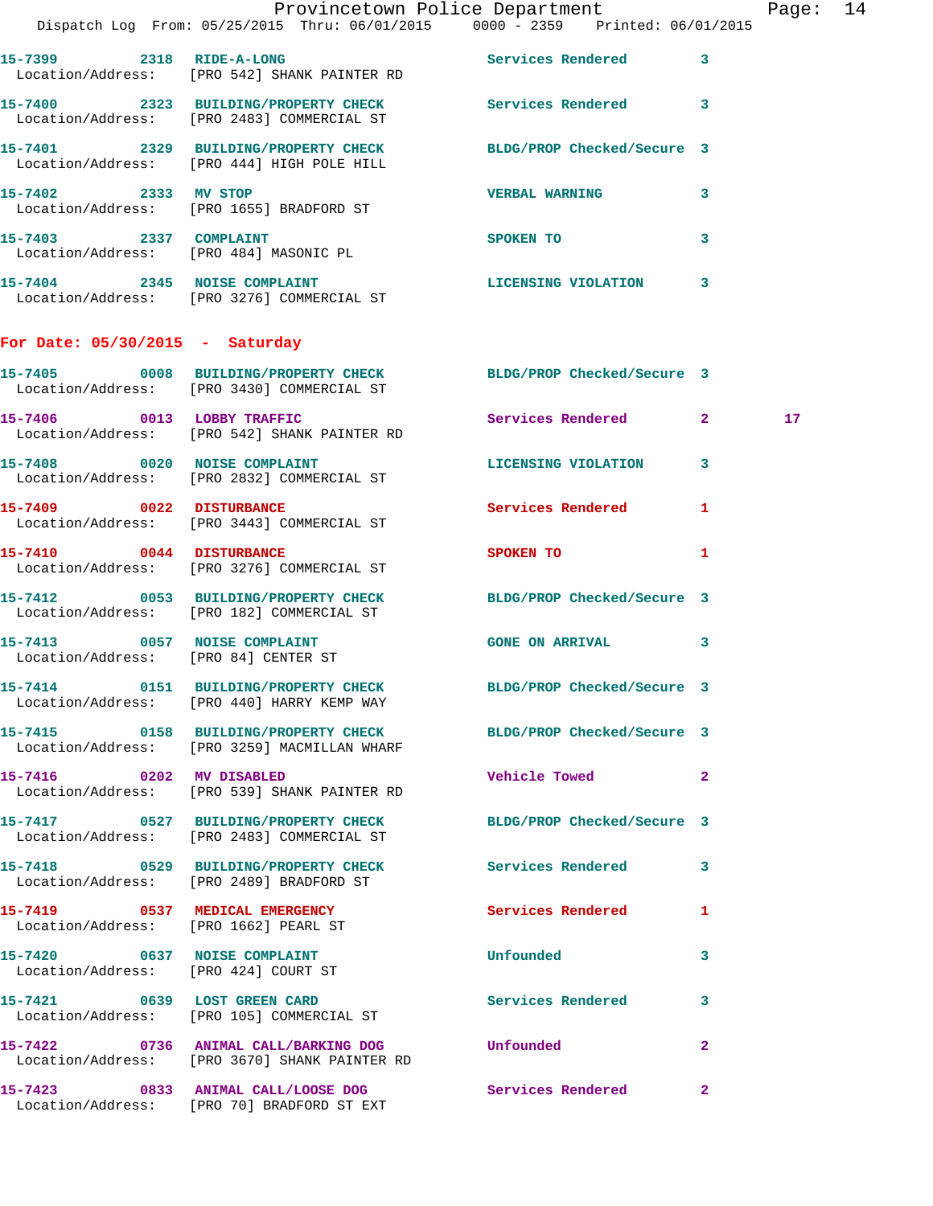15-7399 2318 RIDE-A-LONG Services Rendered 3
Location/Address: [PRO 542] SHANK PAINTER RD

15-7400 2323 BUILDING/PROPERTY CHECK Services Rendered 3
Location/Address: [PRO 2483] COMMERCIAL ST

15-7401 2329 BUILDING/PROPERTY CHECK BLDG/PROP Checked/Secure 3
Location/Address: [PRO 444] HIGH POLE HILL

15-7402 2333 MV STOP VERBAL WARNING 3
Location/Address: [PRO 1655] BRADFORD ST

15-7403 2337 COMPLAINT SPOKEN TO 3
Location/Address: [PRO 484] MASONIC PL

15-7404 2345 NOISE COMPLAINT LICENSING VIOLATION 3
Location/Address: [PRO 3276] COMMERCIAL ST

**For Date: 05/30/2015 - Saturday**

15-7405 0008 BUILDING/PROPERTY CHECK BLDG/PROP Checked/Secure 3
Location/Address: [PRO 3430] COMMERCIAL ST

15-7406 0013 LOBBY TRAFFIC Services Rendered 2 17
Location/Address: [PRO 542] SHANK PAINTER RD

15-7408 0020 NOISE COMPLAINT LICENSING VIOLATION 3
Location/Address: [PRO 2832] COMMERCIAL ST

15-7409 0022 DISTURBANCE Services Rendered 1
Location/Address: [PRO 3443] COMMERCIAL ST

15-7410 0044 DISTURBANCE SPOKEN TO 1
Location/Address: [PRO 3276] COMMERCIAL ST

15-7412 0053 BUILDING/PROPERTY CHECK BLDG/PROP Checked/Secure 3
Location/Address: [PRO 182] COMMERCIAL ST

15-7413 0057 NOISE COMPLAINT GONE ON ARRIVAL 3
Location/Address: [PRO 84] CENTER ST

15-7414 0151 BUILDING/PROPERTY CHECK BLDG/PROP Checked/Secure 3
Location/Address: [PRO 440] HARRY KEMP WAY

15-7415 0158 BUILDING/PROPERTY CHECK BLDG/PROP Checked/Secure 3
Location/Address: [PRO 3259] MACMILLAN WHARF

15-7416 0202 MV DISABLED Vehicle Towed 2
Location/Address: [PRO 539] SHANK PAINTER RD

15-7417 0527 BUILDING/PROPERTY CHECK BLDG/PROP Checked/Secure 3
Location/Address: [PRO 2483] COMMERCIAL ST

15-7418 0529 BUILDING/PROPERTY CHECK Services Rendered 3
Location/Address: [PRO 2489] BRADFORD ST

15-7419 0537 MEDICAL EMERGENCY Services Rendered 1
Location/Address: [PRO 1662] PEARL ST

15-7420 0637 NOISE COMPLAINT Unfounded 3
Location/Address: [PRO 424] COURT ST

15-7421 0639 LOST GREEN CARD Services Rendered 3
Location/Address: [PRO 105] COMMERCIAL ST

15-7422 0736 ANIMAL CALL/BARKING DOG Unfounded 2
Location/Address: [PRO 3670] SHANK PAINTER RD

15-7423 0833 ANIMAL CALL/LOOSE DOG Services Rendered 2
Location/Address: [PRO 70] BRADFORD ST EXT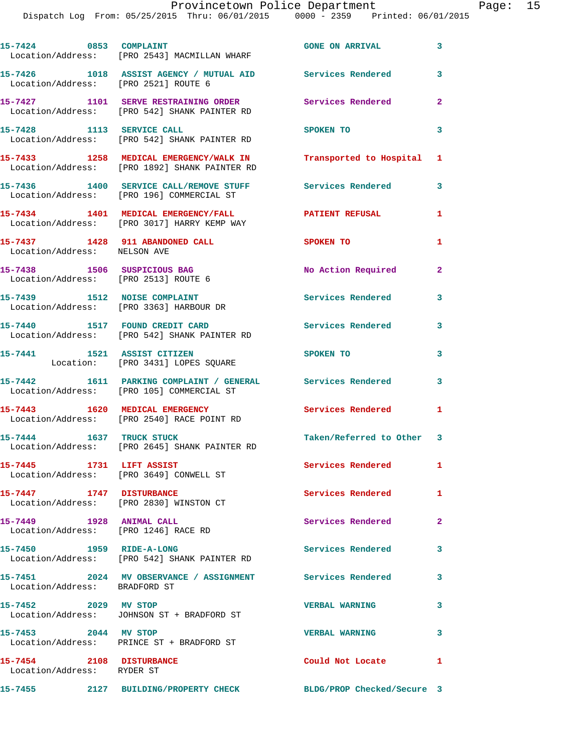15-7424 0853 COMPLAINT GONE ON ARRIVAL 3
Location/Address: [PRO 2543] MACMILLAN WHARF

15-7426 1018 ASSIST AGENCY / MUTUAL AID Services Rendered 3
Location/Address: [PRO 2521] ROUTE 6

15-7427 1101 SERVE RESTRAINING ORDER Services Rendered 2
Location/Address: [PRO 542] SHANK PAINTER RD

15-7428 1113 SERVICE CALL SPOKEN TO 3
Location/Address: [PRO 542] SHANK PAINTER RD

15-7433 1258 MEDICAL EMERGENCY/WALK IN Transported to Hospital 1
Location/Address: [PRO 1892] SHANK PAINTER RD

15-7436 1400 SERVICE CALL/REMOVE STUFF Services Rendered 3
Location/Address: [PRO 196] COMMERCIAL ST

15-7434 1401 MEDICAL EMERGENCY/FALL PATIENT REFUSAL 1
Location/Address: [PRO 3017] HARRY KEMP WAY

15-7437 1428 911 ABANDONED CALL SPOKEN TO 1
Location/Address: NELSON AVE

15-7438 1506 SUSPICIOUS BAG No Action Required 2
Location/Address: [PRO 2513] ROUTE 6

15-7439 1512 NOISE COMPLAINT Services Rendered 3
Location/Address: [PRO 3363] HARBOUR DR

15-7440 1517 FOUND CREDIT CARD Services Rendered 3
Location/Address: [PRO 542] SHANK PAINTER RD

15-7441 1521 ASSIST CITIZEN SPOKEN TO 3
Location: [PRO 3431] LOPES SQUARE

15-7442 1611 PARKING COMPLAINT / GENERAL Services Rendered 3
Location/Address: [PRO 105] COMMERCIAL ST

15-7443 1620 MEDICAL EMERGENCY Services Rendered 1
Location/Address: [PRO 2540] RACE POINT RD

15-7444 1637 TRUCK STUCK Taken/Referred to Other 3
Location/Address: [PRO 2645] SHANK PAINTER RD

15-7445 1731 LIFT ASSIST Services Rendered 1
Location/Address: [PRO 3649] CONWELL ST

15-7447 1747 DISTURBANCE Services Rendered 1
Location/Address: [PRO 2830] WINSTON CT

15-7449 1928 ANIMAL CALL Services Rendered 2
Location/Address: [PRO 1246] RACE RD

15-7450 1959 RIDE-A-LONG Services Rendered 3
Location/Address: [PRO 542] SHANK PAINTER RD

15-7451 2024 MV OBSERVANCE / ASSIGNMENT Services Rendered 3
Location/Address: BRADFORD ST

15-7452 2029 MV STOP VERBAL WARNING 3
Location/Address: JOHNSON ST + BRADFORD ST

15-7453 2044 MV STOP VERBAL WARNING 3
Location/Address: PRINCE ST + BRADFORD ST

15-7454 2108 DISTURBANCE Could Not Locate 1
Location/Address: RYDER ST

15-7455 2127 BUILDING/PROPERTY CHECK BLDG/PROP Checked/Secure 3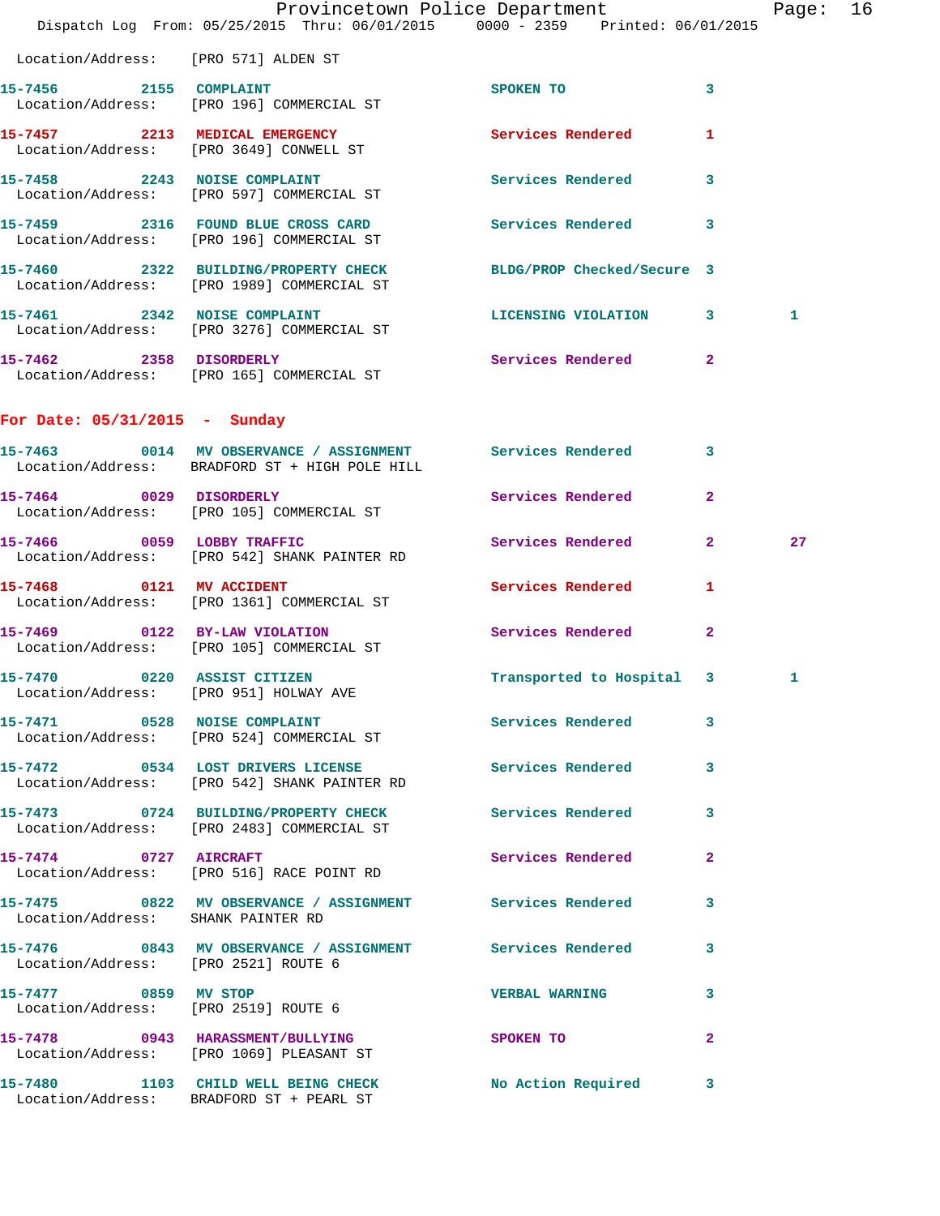Location/Address: [PRO 571] ALDEN ST

| Call # | Time | Call Type | Disposition | Priority | |
|---|---|---|---|---|---|
| 15-7456 | 2155 | COMPLAINT | SPOKEN TO | 3 | |
| | | Location/Address: [PRO 196] COMMERCIAL ST | | | |
| 15-7457 | 2213 | MEDICAL EMERGENCY | Services Rendered | 1 | |
| | | Location/Address: [PRO 3649] CONWELL ST | | | |
| 15-7458 | 2243 | NOISE COMPLAINT | Services Rendered | 3 | |
| | | Location/Address: [PRO 597] COMMERCIAL ST | | | |
| 15-7459 | 2316 | FOUND BLUE CROSS CARD | Services Rendered | 3 | |
| | | Location/Address: [PRO 196] COMMERCIAL ST | | | |
| 15-7460 | 2322 | BUILDING/PROPERTY CHECK | BLDG/PROP Checked/Secure | 3 | |
| | | Location/Address: [PRO 1989] COMMERCIAL ST | | | |
| 15-7461 | 2342 | NOISE COMPLAINT | LICENSING VIOLATION | 3 | 1 |
| | | Location/Address: [PRO 3276] COMMERCIAL ST | | | |
| 15-7462 | 2358 | DISORDERLY | Services Rendered | 2 | |
| | | Location/Address: [PRO 165] COMMERCIAL ST | | | |

## For Date: 05/31/2015 - Sunday

| Call # | Time | Call Type | Disposition | Priority | |
|---|---|---|---|---|---|
| 15-7463 | 0014 | MV OBSERVANCE / ASSIGNMENT | Services Rendered | 3 | |
| | | Location/Address: BRADFORD ST + HIGH POLE HILL | | | |
| 15-7464 | 0029 | DISORDERLY | Services Rendered | 2 | |
| | | Location/Address: [PRO 105] COMMERCIAL ST | | | |
| 15-7466 | 0059 | LOBBY TRAFFIC | Services Rendered | 2 | 27 |
| | | Location/Address: [PRO 542] SHANK PAINTER RD | | | |
| 15-7468 | 0121 | MV ACCIDENT | Services Rendered | 1 | |
| | | Location/Address: [PRO 1361] COMMERCIAL ST | | | |
| 15-7469 | 0122 | BY-LAW VIOLATION | Services Rendered | 2 | |
| | | Location/Address: [PRO 105] COMMERCIAL ST | | | |
| 15-7470 | 0220 | ASSIST CITIZEN | Transported to Hospital | 3 | 1 |
| | | Location/Address: [PRO 951] HOLWAY AVE | | | |
| 15-7471 | 0528 | NOISE COMPLAINT | Services Rendered | 3 | |
| | | Location/Address: [PRO 524] COMMERCIAL ST | | | |
| 15-7472 | 0534 | LOST DRIVERS LICENSE | Services Rendered | 3 | |
| | | Location/Address: [PRO 542] SHANK PAINTER RD | | | |
| 15-7473 | 0724 | BUILDING/PROPERTY CHECK | Services Rendered | 3 | |
| | | Location/Address: [PRO 2483] COMMERCIAL ST | | | |
| 15-7474 | 0727 | AIRCRAFT | Services Rendered | 2 | |
| | | Location/Address: [PRO 516] RACE POINT RD | | | |
| 15-7475 | 0822 | MV OBSERVANCE / ASSIGNMENT | Services Rendered | 3 | |
| | | Location/Address: SHANK PAINTER RD | | | |
| 15-7476 | 0843 | MV OBSERVANCE / ASSIGNMENT | Services Rendered | 3 | |
| | | Location/Address: [PRO 2521] ROUTE 6 | | | |
| 15-7477 | 0859 | MV STOP | VERBAL WARNING | 3 | |
| | | Location/Address: [PRO 2519] ROUTE 6 | | | |
| 15-7478 | 0943 | HARASSMENT/BULLYING | SPOKEN TO | 2 | |
| | | Location/Address: [PRO 1069] PLEASANT ST | | | |
| 15-7480 | 1103 | CHILD WELL BEING CHECK | No Action Required | 3 | |
| | | Location/Address: BRADFORD ST + PEARL ST | | | |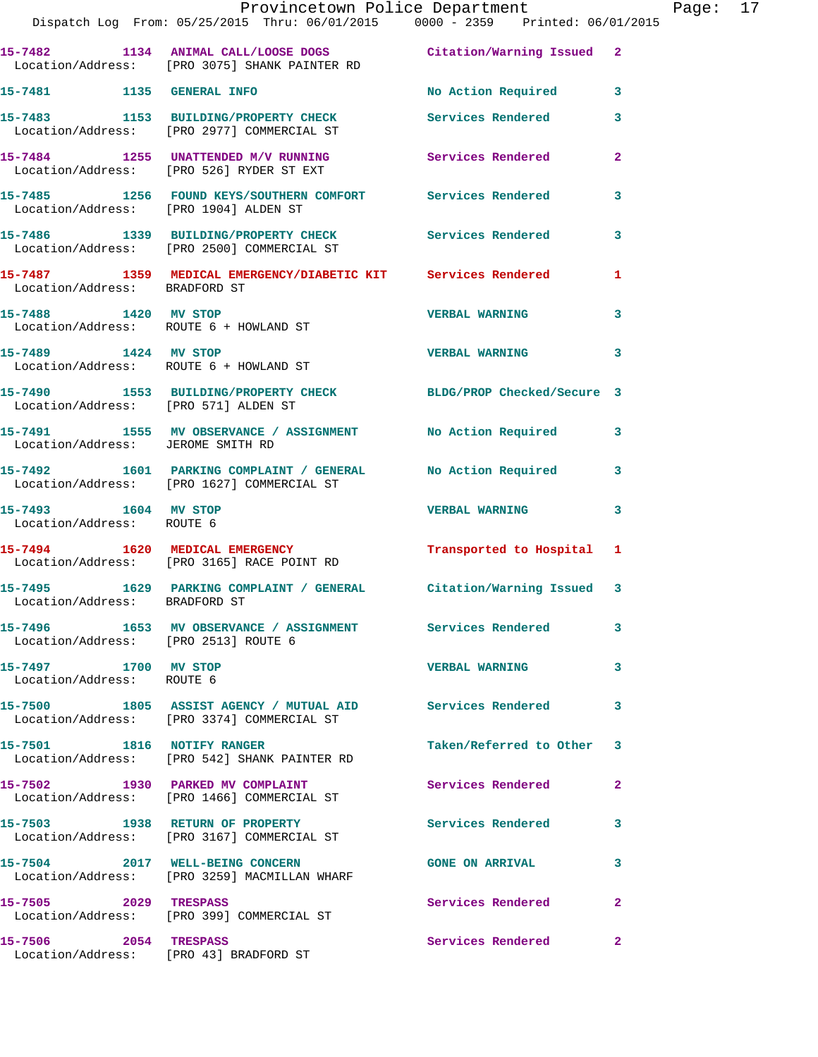15-7482 1134 ANIMAL CALL/LOOSE DOGS Citation/Warning Issued 2
Location/Address: [PRO 3075] SHANK PAINTER RD

15-7481 1135 GENERAL INFO No Action Required 3

15-7483 1153 BUILDING/PROPERTY CHECK Services Rendered 3
Location/Address: [PRO 2977] COMMERCIAL ST

15-7484 1255 UNATTENDED M/V RUNNING Services Rendered 2
Location/Address: [PRO 526] RYDER ST EXT

15-7485 1256 FOUND KEYS/SOUTHERN COMFORT Services Rendered 3
Location/Address: [PRO 1904] ALDEN ST

15-7486 1339 BUILDING/PROPERTY CHECK Services Rendered 3
Location/Address: [PRO 2500] COMMERCIAL ST

15-7487 1359 MEDICAL EMERGENCY/DIABETIC KIT Services Rendered 1
Location/Address: BRADFORD ST

15-7488 1420 MV STOP VERBAL WARNING 3
Location/Address: ROUTE 6 + HOWLAND ST

15-7489 1424 MV STOP VERBAL WARNING 3
Location/Address: ROUTE 6 + HOWLAND ST

15-7490 1553 BUILDING/PROPERTY CHECK BLDG/PROP Checked/Secure 3
Location/Address: [PRO 571] ALDEN ST

15-7491 1555 MV OBSERVANCE / ASSIGNMENT No Action Required 3
Location/Address: JEROME SMITH RD

15-7492 1601 PARKING COMPLAINT / GENERAL No Action Required 3
Location/Address: [PRO 1627] COMMERCIAL ST

15-7493 1604 MV STOP VERBAL WARNING 3
Location/Address: ROUTE 6

15-7494 1620 MEDICAL EMERGENCY Transported to Hospital 1
Location/Address: [PRO 3165] RACE POINT RD

15-7495 1629 PARKING COMPLAINT / GENERAL Citation/Warning Issued 3
Location/Address: BRADFORD ST

15-7496 1653 MV OBSERVANCE / ASSIGNMENT Services Rendered 3
Location/Address: [PRO 2513] ROUTE 6

15-7497 1700 MV STOP VERBAL WARNING 3
Location/Address: ROUTE 6

15-7500 1805 ASSIST AGENCY / MUTUAL AID Services Rendered 3
Location/Address: [PRO 3374] COMMERCIAL ST

15-7501 1816 NOTIFY RANGER Taken/Referred to Other 3
Location/Address: [PRO 542] SHANK PAINTER RD

15-7502 1930 PARKED MV COMPLAINT Services Rendered 2
Location/Address: [PRO 1466] COMMERCIAL ST

15-7503 1938 RETURN OF PROPERTY Services Rendered 3
Location/Address: [PRO 3167] COMMERCIAL ST

15-7504 2017 WELL-BEING CONCERN GONE ON ARRIVAL 3
Location/Address: [PRO 3259] MACMILLAN WHARF

15-7505 2029 TRESPASS Services Rendered 2
Location/Address: [PRO 399] COMMERCIAL ST

15-7506 2054 TRESPASS Services Rendered 2
Location/Address: [PRO 43] BRADFORD ST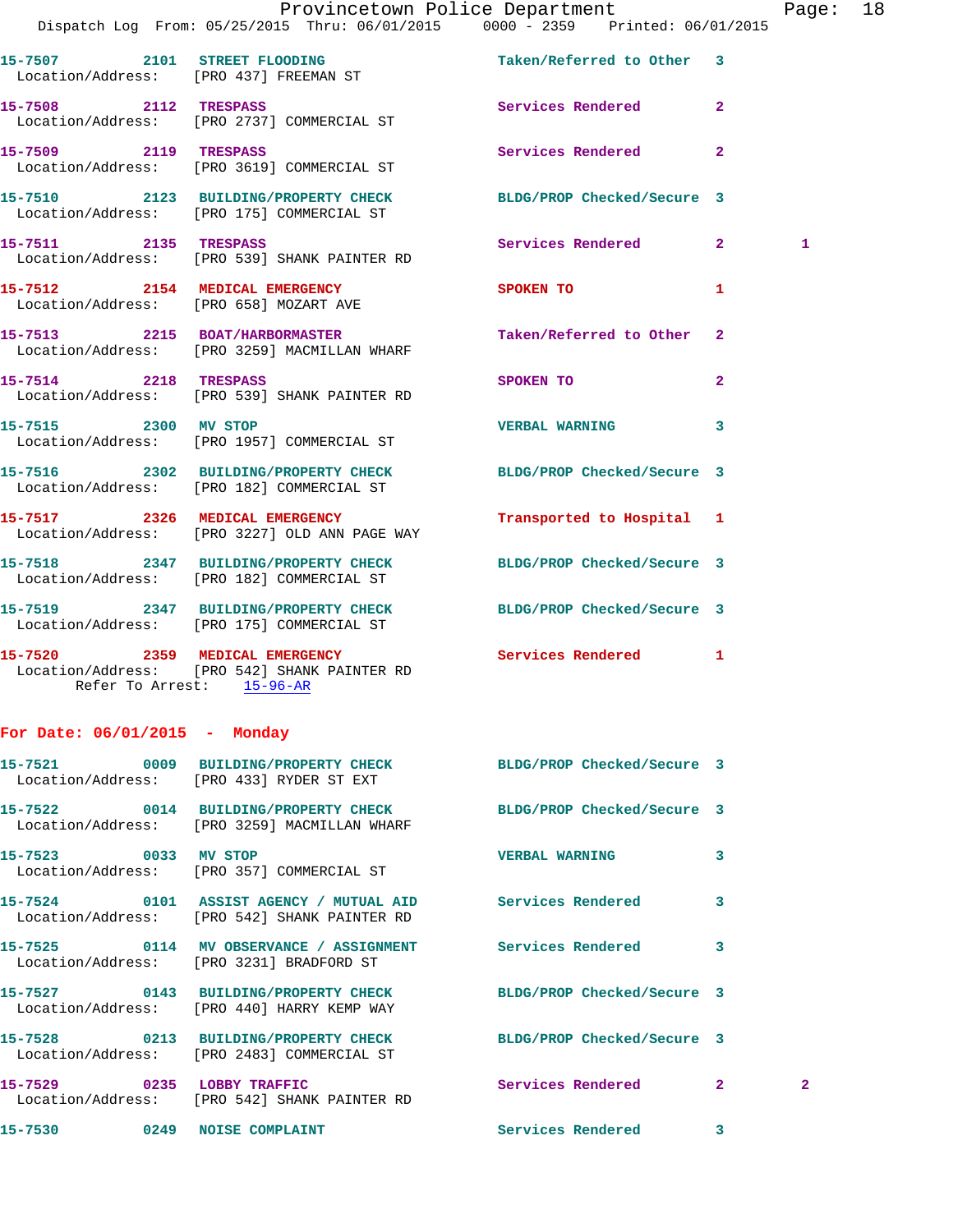15-7507 2101 STREET FLOODING Taken/Referred to Other 3
Location/Address: [PRO 437] FREEMAN ST

15-7508 2112 TRESPASS Services Rendered 2
Location/Address: [PRO 2737] COMMERCIAL ST

15-7509 2119 TRESPASS Services Rendered 2
Location/Address: [PRO 3619] COMMERCIAL ST

15-7510 2123 BUILDING/PROPERTY CHECK BLDG/PROP Checked/Secure 3
Location/Address: [PRO 175] COMMERCIAL ST

15-7511 2135 TRESPASS Services Rendered 2 1
Location/Address: [PRO 539] SHANK PAINTER RD

15-7512 2154 MEDICAL EMERGENCY SPOKEN TO 1
Location/Address: [PRO 658] MOZART AVE

15-7513 2215 BOAT/HARBORMASTER Taken/Referred to Other 2
Location/Address: [PRO 3259] MACMILLAN WHARF

15-7514 2218 TRESPASS SPOKEN TO 2
Location/Address: [PRO 539] SHANK PAINTER RD

15-7515 2300 MV STOP VERBAL WARNING 3
Location/Address: [PRO 1957] COMMERCIAL ST

15-7516 2302 BUILDING/PROPERTY CHECK BLDG/PROP Checked/Secure 3
Location/Address: [PRO 182] COMMERCIAL ST

15-7517 2326 MEDICAL EMERGENCY Transported to Hospital 1
Location/Address: [PRO 3227] OLD ANN PAGE WAY

15-7518 2347 BUILDING/PROPERTY CHECK BLDG/PROP Checked/Secure 3
Location/Address: [PRO 182] COMMERCIAL ST

15-7519 2347 BUILDING/PROPERTY CHECK BLDG/PROP Checked/Secure 3
Location/Address: [PRO 175] COMMERCIAL ST

15-7520 2359 MEDICAL EMERGENCY Services Rendered 1
Location/Address: [PRO 542] SHANK PAINTER RD
Refer To Arrest: 15-96-AR

**For Date: 06/01/2015 - Monday**

15-7521 0009 BUILDING/PROPERTY CHECK BLDG/PROP Checked/Secure 3
Location/Address: [PRO 433] RYDER ST EXT

15-7522 0014 BUILDING/PROPERTY CHECK BLDG/PROP Checked/Secure 3
Location/Address: [PRO 3259] MACMILLAN WHARF

15-7523 0033 MV STOP VERBAL WARNING 3
Location/Address: [PRO 357] COMMERCIAL ST

15-7524 0101 ASSIST AGENCY / MUTUAL AID Services Rendered 3
Location/Address: [PRO 542] SHANK PAINTER RD

15-7525 0114 MV OBSERVANCE / ASSIGNMENT Services Rendered 3
Location/Address: [PRO 3231] BRADFORD ST

15-7527 0143 BUILDING/PROPERTY CHECK BLDG/PROP Checked/Secure 3
Location/Address: [PRO 440] HARRY KEMP WAY

15-7528 0213 BUILDING/PROPERTY CHECK BLDG/PROP Checked/Secure 3
Location/Address: [PRO 2483] COMMERCIAL ST

15-7529 0235 LOBBY TRAFFIC Services Rendered 2 2
Location/Address: [PRO 542] SHANK PAINTER RD

15-7530 0249 NOISE COMPLAINT Services Rendered 3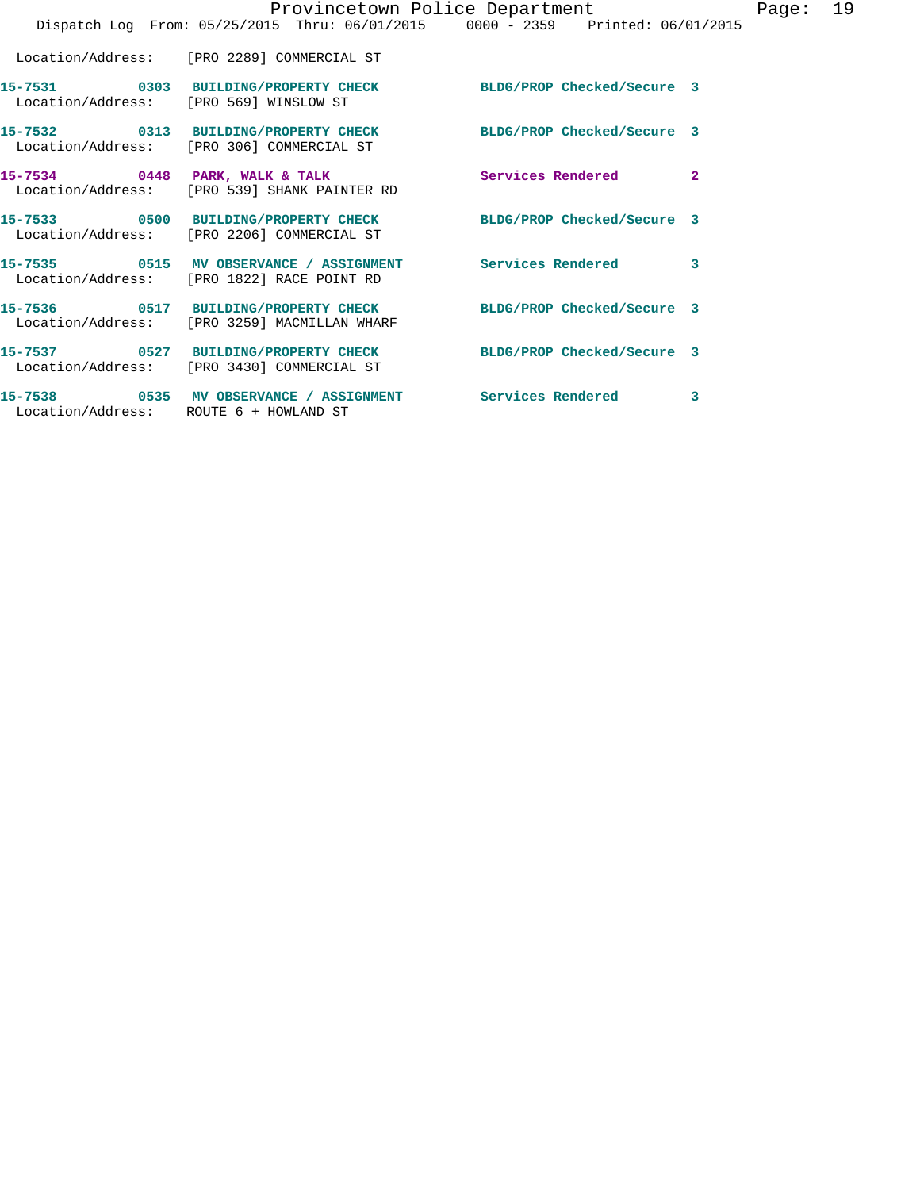Location/Address: [PRO 2289] COMMERCIAL ST

**15-7531** 0303 **BUILDING/PROPERTY CHECK** BLDG/PROP Checked/Secure 3
Location/Address: [PRO 569] WINSLOW ST

**15-7532** 0313 **BUILDING/PROPERTY CHECK** BLDG/PROP Checked/Secure 3
Location/Address: [PRO 306] COMMERCIAL ST

**15-7534** 0448 **PARK, WALK & TALK** Services Rendered 2
Location/Address: [PRO 539] SHANK PAINTER RD

**15-7533** 0500 **BUILDING/PROPERTY CHECK** BLDG/PROP Checked/Secure 3
Location/Address: [PRO 2206] COMMERCIAL ST

**15-7535** 0515 **MV OBSERVANCE / ASSIGNMENT** Services Rendered 3
Location/Address: [PRO 1822] RACE POINT RD

**15-7536** 0517 **BUILDING/PROPERTY CHECK** BLDG/PROP Checked/Secure 3
Location/Address: [PRO 3259] MACMILLAN WHARF

**15-7537** 0527 **BUILDING/PROPERTY CHECK** BLDG/PROP Checked/Secure 3
Location/Address: [PRO 3430] COMMERCIAL ST

**15-7538** 0535 **MV OBSERVANCE / ASSIGNMENT** Services Rendered 3
Location/Address: ROUTE 6 + HOWLAND ST